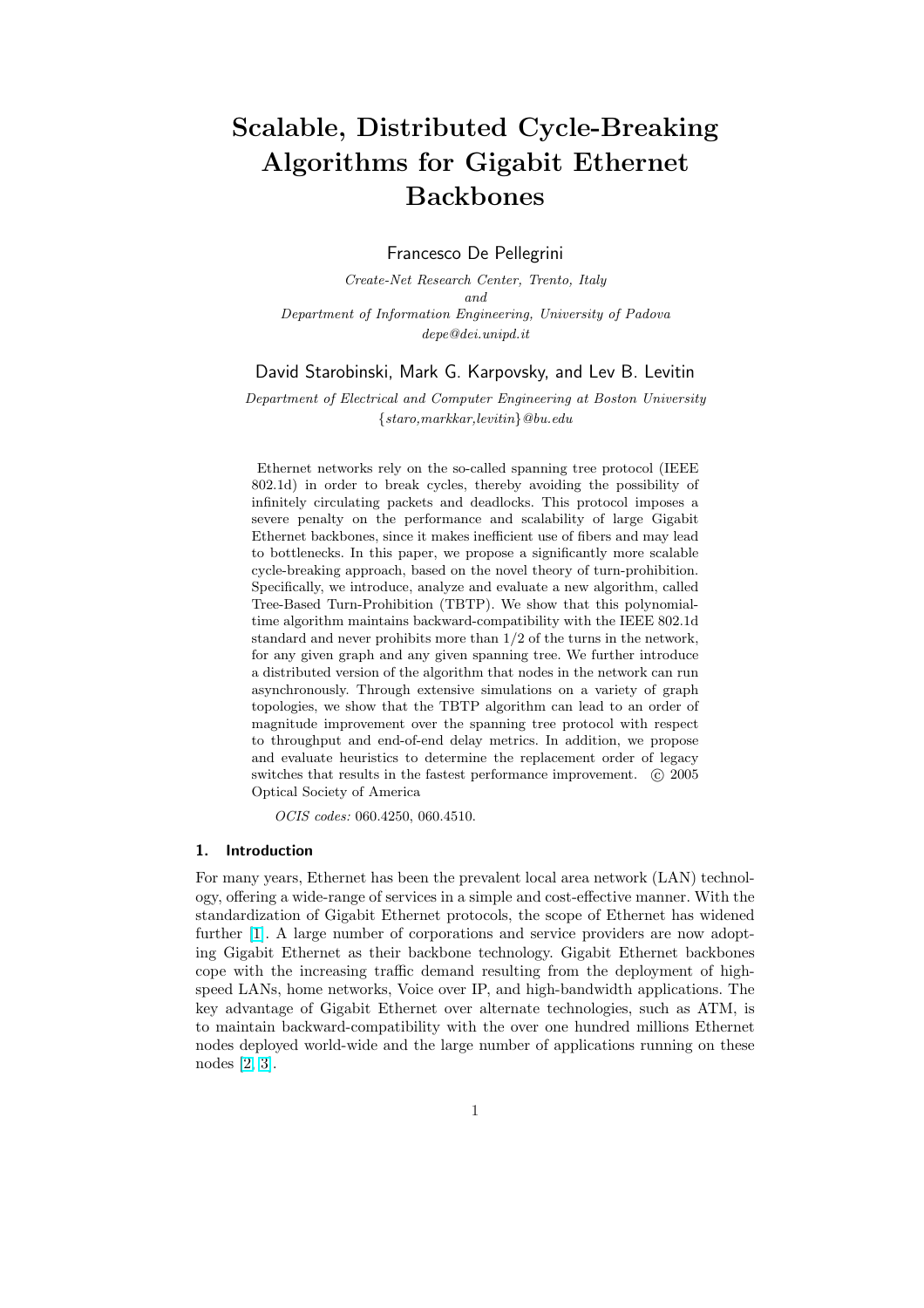# Scalable, Distributed Cycle-Breaking Algorithms for Gigabit Ethernet Backbones

Francesco De Pellegrini

*Create-Net Research Center, Trento, Italy*
*and*
*Department of Information Engineering, University of Padova*
*depe@dei.unipd.it*

David Starobinski, Mark G. Karpovsky, and Lev B. Levitin

*Department of Electrical and Computer Engineering at Boston University*
*{staro,markkar,levitin}@bu.edu*

Ethernet networks rely on the so-called spanning tree protocol (IEEE 802.1d) in order to break cycles, thereby avoiding the possibility of infinitely circulating packets and deadlocks. This protocol imposes a severe penalty on the performance and scalability of large Gigabit Ethernet backbones, since it makes inefficient use of fibers and may lead to bottlenecks. In this paper, we propose a significantly more scalable cycle-breaking approach, based on the novel theory of turn-prohibition. Specifically, we introduce, analyze and evaluate a new algorithm, called Tree-Based Turn-Prohibition (TBTP). We show that this polynomial-time algorithm maintains backward-compatibility with the IEEE 802.1d standard and never prohibits more than 1/2 of the turns in the network, for any given graph and any given spanning tree. We further introduce a distributed version of the algorithm that nodes in the network can run asynchronously. Through extensive simulations on a variety of graph topologies, we show that the TBTP algorithm can lead to an order of magnitude improvement over the spanning tree protocol with respect to throughput and end-of-end delay metrics. In addition, we propose and evaluate heuristics to determine the replacement order of legacy switches that results in the fastest performance improvement. © 2005 Optical Society of America

*OCIS codes:* 060.4250, 060.4510.

## 1. Introduction

For many years, Ethernet has been the prevalent local area network (LAN) technology, offering a wide-range of services in a simple and cost-effective manner. With the standardization of Gigabit Ethernet protocols, the scope of Ethernet has widened further [1]. A large number of corporations and service providers are now adopting Gigabit Ethernet as their backbone technology. Gigabit Ethernet backbones cope with the increasing traffic demand resulting from the deployment of high-speed LANs, home networks, Voice over IP, and high-bandwidth applications. The key advantage of Gigabit Ethernet over alternate technologies, such as ATM, is to maintain backward-compatibility with the over one hundred millions Ethernet nodes deployed world-wide and the large number of applications running on these nodes [2, 3].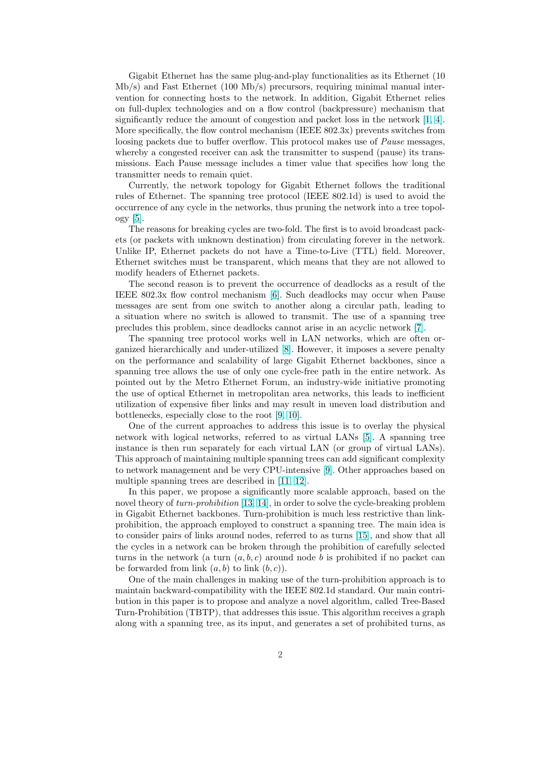Gigabit Ethernet has the same plug-and-play functionalities as its Ethernet (10 Mb/s) and Fast Ethernet (100 Mb/s) precursors, requiring minimal manual intervention for connecting hosts to the network. In addition, Gigabit Ethernet relies on full-duplex technologies and on a flow control (backpressure) mechanism that significantly reduce the amount of congestion and packet loss in the network [1, 4]. More specifically, the flow control mechanism (IEEE 802.3x) prevents switches from loosing packets due to buffer overflow. This protocol makes use of *Pause* messages, whereby a congested receiver can ask the transmitter to suspend (pause) its transmissions. Each Pause message includes a timer value that specifies how long the transmitter needs to remain quiet.

Currently, the network topology for Gigabit Ethernet follows the traditional rules of Ethernet. The spanning tree protocol (IEEE 802.1d) is used to avoid the occurrence of any cycle in the networks, thus pruning the network into a tree topology [5].

The reasons for breaking cycles are two-fold. The first is to avoid broadcast packets (or packets with unknown destination) from circulating forever in the network. Unlike IP, Ethernet packets do not have a Time-to-Live (TTL) field. Moreover, Ethernet switches must be transparent, which means that they are not allowed to modify headers of Ethernet packets.

The second reason is to prevent the occurrence of deadlocks as a result of the IEEE 802.3x flow control mechanism [6]. Such deadlocks may occur when Pause messages are sent from one switch to another along a circular path, leading to a situation where no switch is allowed to transmit. The use of a spanning tree precludes this problem, since deadlocks cannot arise in an acyclic network [7].

The spanning tree protocol works well in LAN networks, which are often organized hierarchically and under-utilized [8]. However, it imposes a severe penalty on the performance and scalability of large Gigabit Ethernet backbones, since a spanning tree allows the use of only one cycle-free path in the entire network. As pointed out by the Metro Ethernet Forum, an industry-wide initiative promoting the use of optical Ethernet in metropolitan area networks, this leads to inefficient utilization of expensive fiber links and may result in uneven load distribution and bottlenecks, especially close to the root [9, 10].

One of the current approaches to address this issue is to overlay the physical network with logical networks, referred to as virtual LANs [5]. A spanning tree instance is then run separately for each virtual LAN (or group of virtual LANs). This approach of maintaining multiple spanning trees can add significant complexity to network management and be very CPU-intensive [9]. Other approaches based on multiple spanning trees are described in [11, 12].

In this paper, we propose a significantly more scalable approach, based on the novel theory of *turn-prohibition* [13, 14], in order to solve the cycle-breaking problem in Gigabit Ethernet backbones. Turn-prohibition is much less restrictive than link-prohibition, the approach employed to construct a spanning tree. The main idea is to consider pairs of links around nodes, referred to as turns [15], and show that all the cycles in a network can be broken through the prohibition of carefully selected turns in the network (a turn $(a, b, c)$ around node $b$ is prohibited if no packet can be forwarded from link $(a, b)$ to link $(b, c)$).

One of the main challenges in making use of the turn-prohibition approach is to maintain backward-compatibility with the IEEE 802.1d standard. Our main contribution in this paper is to propose and analyze a novel algorithm, called Tree-Based Turn-Prohibition (TBTP), that addresses this issue. This algorithm receives a graph along with a spanning tree, as its input, and generates a set of prohibited turns, as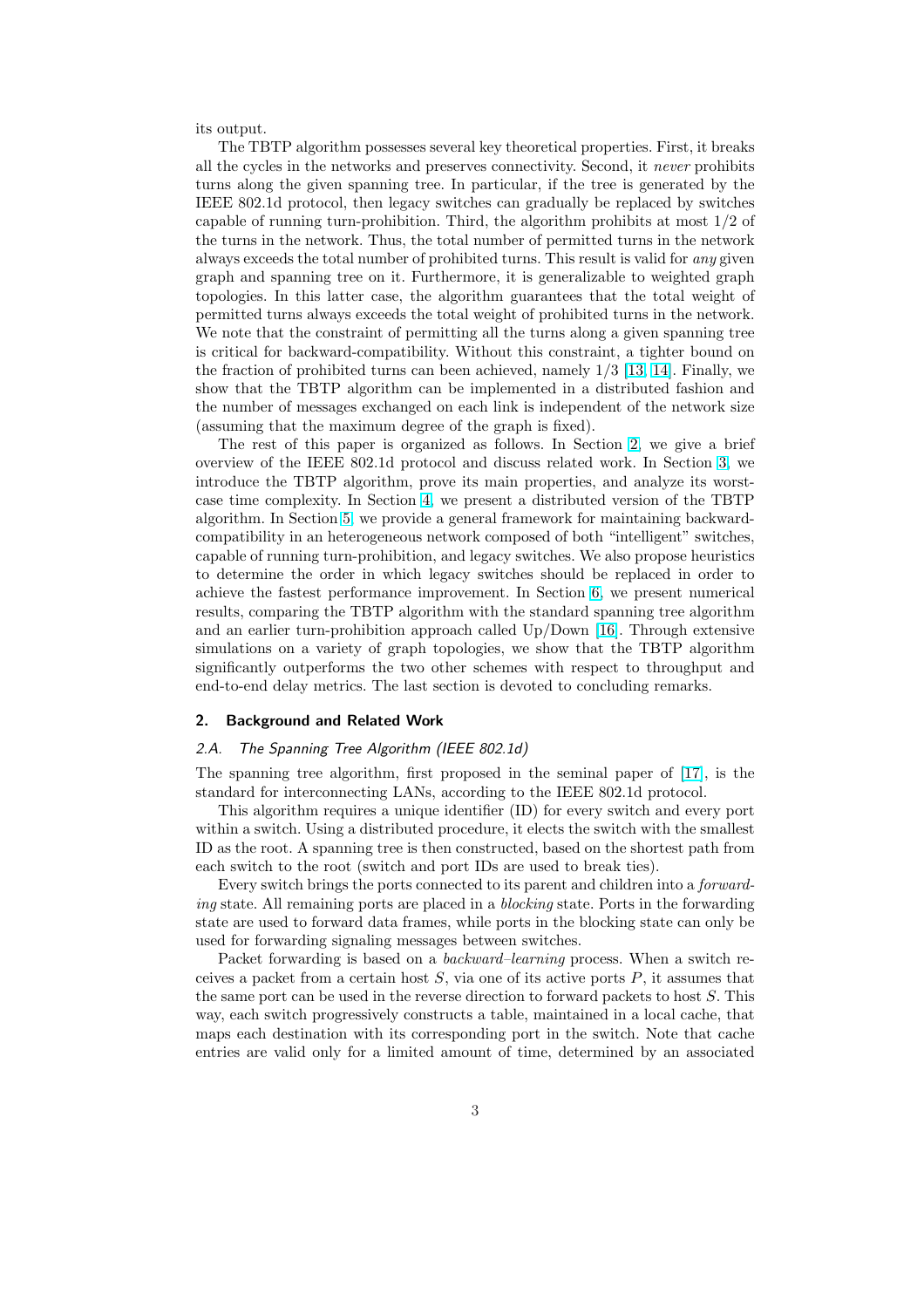its output.

The TBTP algorithm possesses several key theoretical properties. First, it breaks all the cycles in the networks and preserves connectivity. Second, it *never* prohibits turns along the given spanning tree. In particular, if the tree is generated by the IEEE 802.1d protocol, then legacy switches can gradually be replaced by switches capable of running turn-prohibition. Third, the algorithm prohibits at most $1/2$ of the turns in the network. Thus, the total number of permitted turns in the network always exceeds the total number of prohibited turns. This result is valid for *any* given graph and spanning tree on it. Furthermore, it is generalizable to weighted graph topologies. In this latter case, the algorithm guarantees that the total weight of permitted turns always exceeds the total weight of prohibited turns in the network. We note that the constraint of permitting all the turns along a given spanning tree is critical for backward-compatibility. Without this constraint, a tighter bound on the fraction of prohibited turns can been achieved, namely $1/3$ [13, 14]. Finally, we show that the TBTP algorithm can be implemented in a distributed fashion and the number of messages exchanged on each link is independent of the network size (assuming that the maximum degree of the graph is fixed).

The rest of this paper is organized as follows. In Section 2, we give a brief overview of the IEEE 802.1d protocol and discuss related work. In Section 3, we introduce the TBTP algorithm, prove its main properties, and analyze its worst-case time complexity. In Section 4, we present a distributed version of the TBTP algorithm. In Section 5, we provide a general framework for maintaining backward-compatibility in an heterogeneous network composed of both "intelligent" switches, capable of running turn-prohibition, and legacy switches. We also propose heuristics to determine the order in which legacy switches should be replaced in order to achieve the fastest performance improvement. In Section 6, we present numerical results, comparing the TBTP algorithm with the standard spanning tree algorithm and an earlier turn-prohibition approach called Up/Down [16]. Through extensive simulations on a variety of graph topologies, we show that the TBTP algorithm significantly outperforms the two other schemes with respect to throughput and end-to-end delay metrics. The last section is devoted to concluding remarks.

## 2. Background and Related Work

### 2.A. The Spanning Tree Algorithm (IEEE 802.1d)

The spanning tree algorithm, first proposed in the seminal paper of [17], is the standard for interconnecting LANs, according to the IEEE 802.1d protocol.

This algorithm requires a unique identifier (ID) for every switch and every port within a switch. Using a distributed procedure, it elects the switch with the smallest ID as the root. A spanning tree is then constructed, based on the shortest path from each switch to the root (switch and port IDs are used to break ties).

Every switch brings the ports connected to its parent and children into a *forwarding* state. All remaining ports are placed in a *blocking* state. Ports in the forwarding state are used to forward data frames, while ports in the blocking state can only be used for forwarding signaling messages between switches.

Packet forwarding is based on a *backward–learning* process. When a switch receives a packet from a certain host $S$, via one of its active ports $P$, it assumes that the same port can be used in the reverse direction to forward packets to host $S$. This way, each switch progressively constructs a table, maintained in a local cache, that maps each destination with its corresponding port in the switch. Note that cache entries are valid only for a limited amount of time, determined by an associated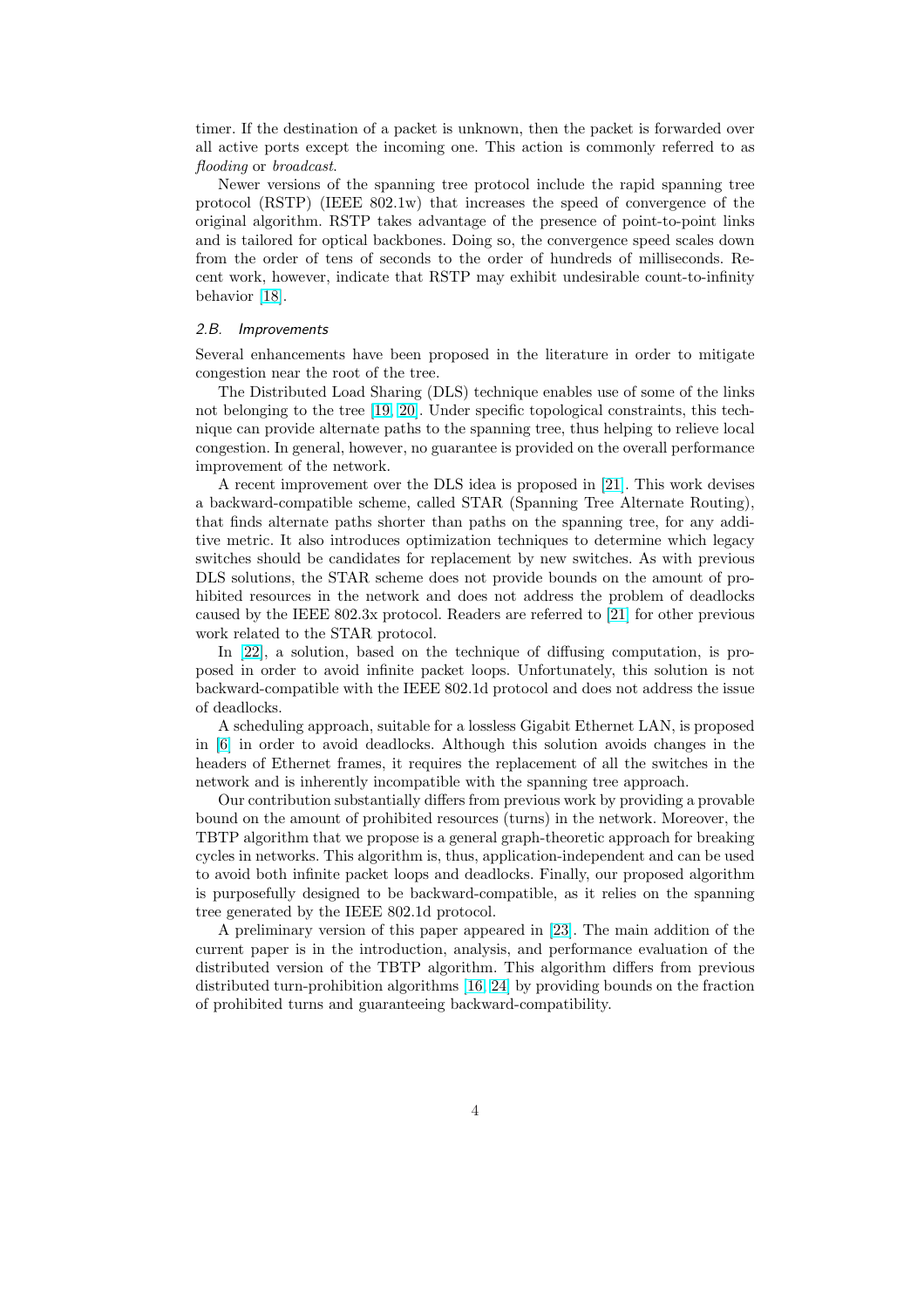timer. If the destination of a packet is unknown, then the packet is forwarded over all active ports except the incoming one. This action is commonly referred to as *flooding* or *broadcast*.

Newer versions of the spanning tree protocol include the rapid spanning tree protocol (RSTP) (IEEE 802.1w) that increases the speed of convergence of the original algorithm. RSTP takes advantage of the presence of point-to-point links and is tailored for optical backbones. Doing so, the convergence speed scales down from the order of tens of seconds to the order of hundreds of milliseconds. Recent work, however, indicate that RSTP may exhibit undesirable count-to-infinity behavior [18].

### 2.B. Improvements

Several enhancements have been proposed in the literature in order to mitigate congestion near the root of the tree.

The Distributed Load Sharing (DLS) technique enables use of some of the links not belonging to the tree [19, 20]. Under specific topological constraints, this technique can provide alternate paths to the spanning tree, thus helping to relieve local congestion. In general, however, no guarantee is provided on the overall performance improvement of the network.

A recent improvement over the DLS idea is proposed in [21]. This work devises a backward-compatible scheme, called STAR (Spanning Tree Alternate Routing), that finds alternate paths shorter than paths on the spanning tree, for any additive metric. It also introduces optimization techniques to determine which legacy switches should be candidates for replacement by new switches. As with previous DLS solutions, the STAR scheme does not provide bounds on the amount of prohibited resources in the network and does not address the problem of deadlocks caused by the IEEE 802.3x protocol. Readers are referred to [21] for other previous work related to the STAR protocol.

In [22], a solution, based on the technique of diffusing computation, is proposed in order to avoid infinite packet loops. Unfortunately, this solution is not backward-compatible with the IEEE 802.1d protocol and does not address the issue of deadlocks.

A scheduling approach, suitable for a lossless Gigabit Ethernet LAN, is proposed in [6] in order to avoid deadlocks. Although this solution avoids changes in the headers of Ethernet frames, it requires the replacement of all the switches in the network and is inherently incompatible with the spanning tree approach.

Our contribution substantially differs from previous work by providing a provable bound on the amount of prohibited resources (turns) in the network. Moreover, the TBTP algorithm that we propose is a general graph-theoretic approach for breaking cycles in networks. This algorithm is, thus, application-independent and can be used to avoid both infinite packet loops and deadlocks. Finally, our proposed algorithm is purposefully designed to be backward-compatible, as it relies on the spanning tree generated by the IEEE 802.1d protocol.

A preliminary version of this paper appeared in [23]. The main addition of the current paper is in the introduction, analysis, and performance evaluation of the distributed version of the TBTP algorithm. This algorithm differs from previous distributed turn-prohibition algorithms [16, 24] by providing bounds on the fraction of prohibited turns and guaranteeing backward-compatibility.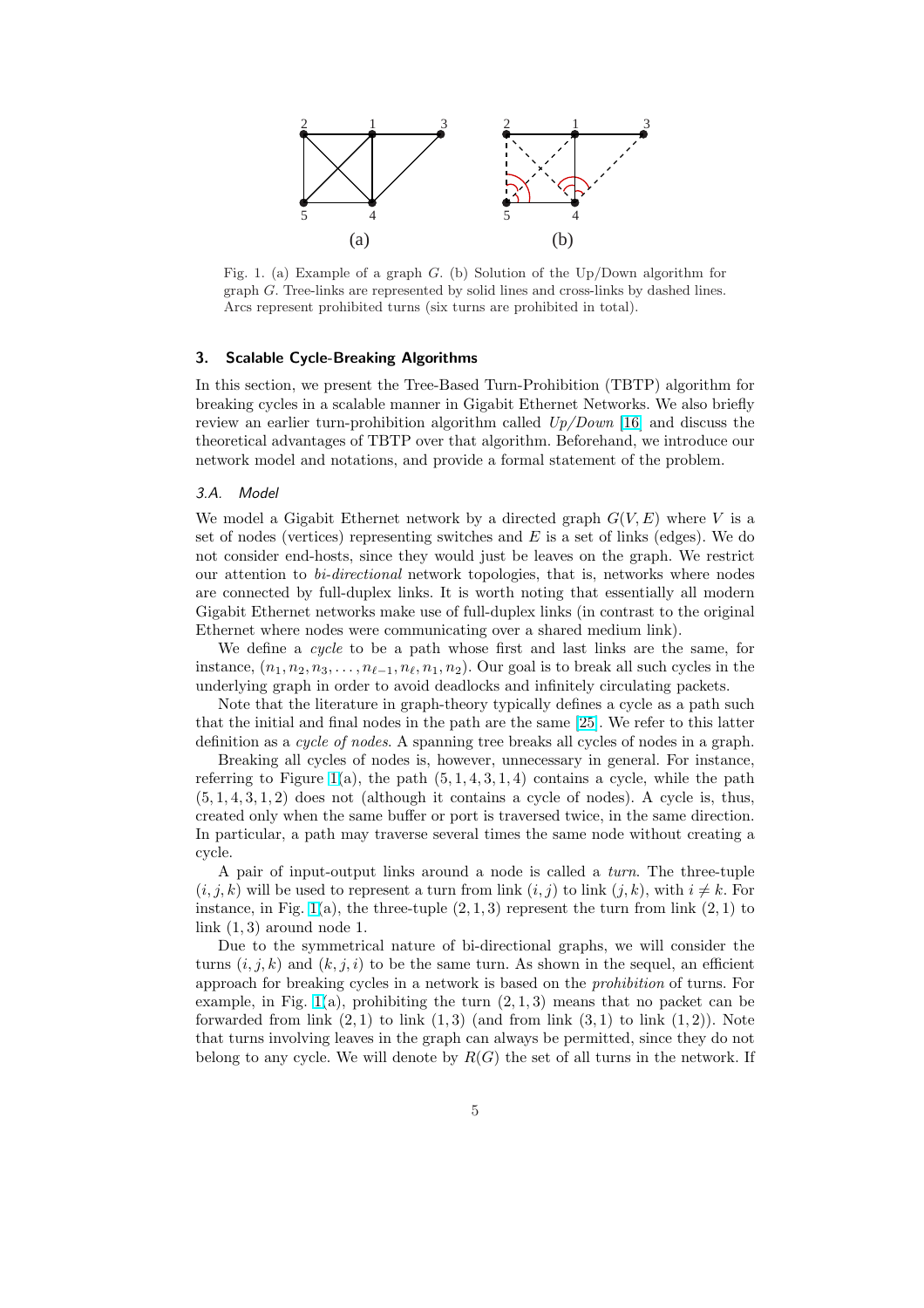Fig. 1. (a) Example of a graph $G$. (b) Solution of the Up/Down algorithm for graph $G$. Tree-links are represented by solid lines and cross-links by dashed lines. Arcs represent prohibited turns (six turns are prohibited in total).

## 3. Scalable Cycle-Breaking Algorithms

In this section, we present the Tree-Based Turn-Prohibition (TBTP) algorithm for breaking cycles in a scalable manner in Gigabit Ethernet Networks. We also briefly review an earlier turn-prohibition algorithm called *Up/Down* [16] and discuss the theoretical advantages of TBTP over that algorithm. Beforehand, we introduce our network model and notations, and provide a formal statement of the problem.

### 3.A. Model

We model a Gigabit Ethernet network by a directed graph $G(V, E)$ where $V$ is a set of nodes (vertices) representing switches and $E$ is a set of links (edges). We do not consider end-hosts, since they would just be leaves on the graph. We restrict our attention to *bi-directional* network topologies, that is, networks where nodes are connected by full-duplex links. It is worth noting that essentially all modern Gigabit Ethernet networks make use of full-duplex links (in contrast to the original Ethernet where nodes were communicating over a shared medium link).

We define a *cycle* to be a path whose first and last links are the same, for instance, $(n_1, n_2, n_3, \ldots, n_{\ell-1}, n_\ell, n_1, n_2)$. Our goal is to break all such cycles in the underlying graph in order to avoid deadlocks and infinitely circulating packets.

Note that the literature in graph-theory typically defines a cycle as a path such that the initial and final nodes in the path are the same [25]. We refer to this latter definition as a *cycle of nodes*. A spanning tree breaks all cycles of nodes in a graph.

Breaking all cycles of nodes is, however, unnecessary in general. For instance, referring to Figure 1(a), the path $(5, 1, 4, 3, 1, 4)$ contains a cycle, while the path $(5, 1, 4, 3, 1, 2)$ does not (although it contains a cycle of nodes). A cycle is, thus, created only when the same buffer or port is traversed twice, in the same direction. In particular, a path may traverse several times the same node without creating a cycle.

A pair of input-output links around a node is called a *turn*. The three-tuple $(i, j, k)$ will be used to represent a turn from link $(i, j)$ to link $(j, k)$, with $i \neq k$. For instance, in Fig. 1(a), the three-tuple $(2, 1, 3)$ represent the turn from link $(2, 1)$ to link $(1, 3)$ around node 1.

Due to the symmetrical nature of bi-directional graphs, we will consider the turns $(i, j, k)$ and $(k, j, i)$ to be the same turn. As shown in the sequel, an efficient approach for breaking cycles in a network is based on the *prohibition* of turns. For example, in Fig. 1(a), prohibiting the turn $(2, 1, 3)$ means that no packet can be forwarded from link $(2, 1)$ to link $(1, 3)$ (and from link $(3, 1)$ to link $(1, 2)$). Note that turns involving leaves in the graph can always be permitted, since they do not belong to any cycle. We will denote by $R(G)$ the set of all turns in the network. If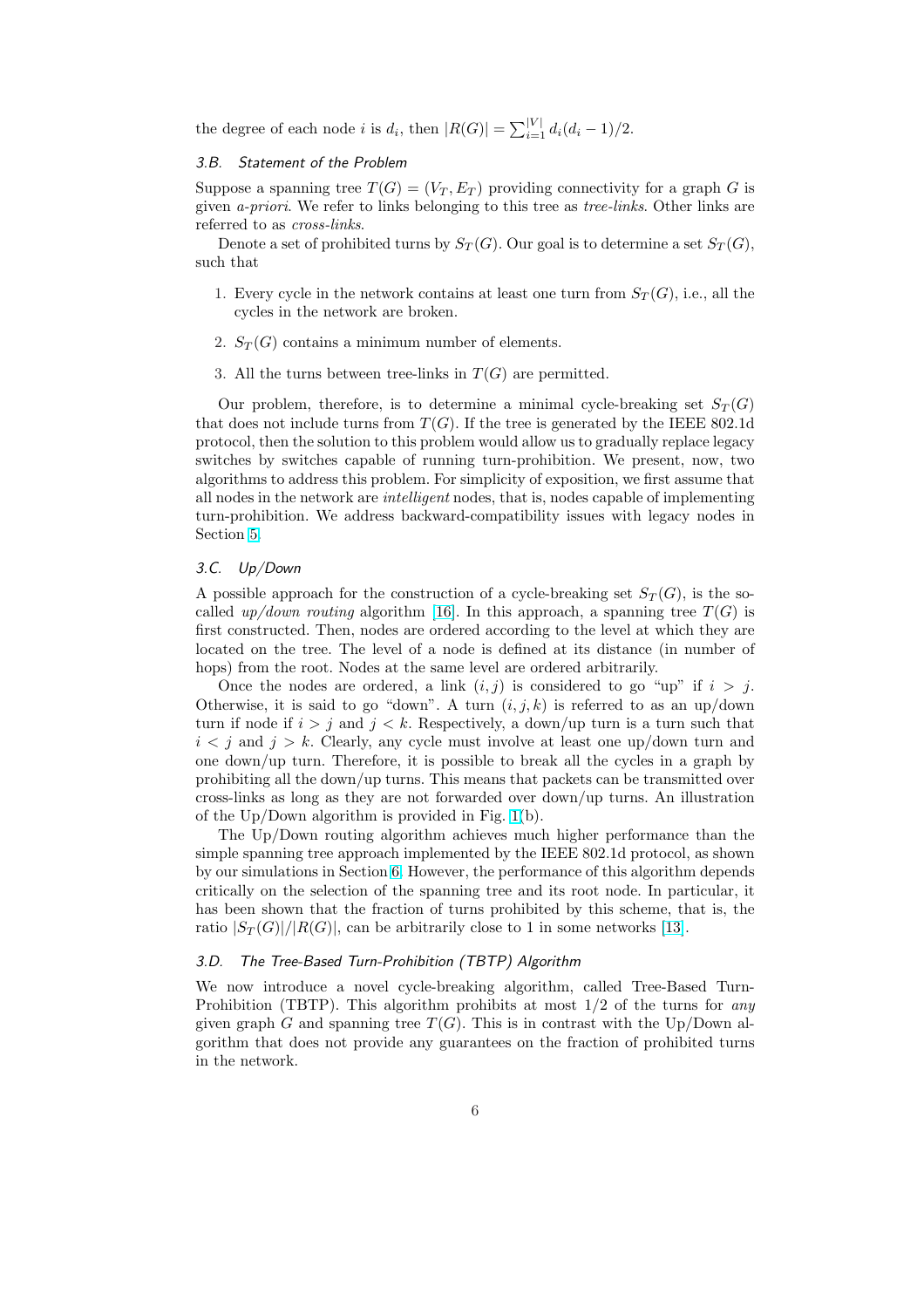the degree of each node $i$ is $d_i$, then $|R(G)| = \sum_{i=1}^{|V|} d_i(d_i - 1)/2$.

### 3.B. Statement of the Problem

Suppose a spanning tree $T(G) = (V_T, E_T)$ providing connectivity for a graph $G$ is given *a-priori*. We refer to links belonging to this tree as *tree-links*. Other links are referred to as *cross-links*.

Denote a set of prohibited turns by $S_T(G)$. Our goal is to determine a set $S_T(G)$, such that

1. Every cycle in the network contains at least one turn from $S_T(G)$, i.e., all the cycles in the network are broken.
2. $S_T(G)$ contains a minimum number of elements.
3. All the turns between tree-links in $T(G)$ are permitted.

Our problem, therefore, is to determine a minimal cycle-breaking set $S_T(G)$ that does not include turns from $T(G)$. If the tree is generated by the IEEE 802.1d protocol, then the solution to this problem would allow us to gradually replace legacy switches by switches capable of running turn-prohibition. We present, now, two algorithms to address this problem. For simplicity of exposition, we first assume that all nodes in the network are *intelligent* nodes, that is, nodes capable of implementing turn-prohibition. We address backward-compatibility issues with legacy nodes in Section 5.

### 3.C. Up/Down

A possible approach for the construction of a cycle-breaking set $S_T(G)$, is the so-called *up/down routing* algorithm [16]. In this approach, a spanning tree $T(G)$ is first constructed. Then, nodes are ordered according to the level at which they are located on the tree. The level of a node is defined at its distance (in number of hops) from the root. Nodes at the same level are ordered arbitrarily.

Once the nodes are ordered, a link $(i, j)$ is considered to go "up" if $i > j$. Otherwise, it is said to go "down". A turn $(i, j, k)$ is referred to as an up/down turn if node if $i > j$ and $j < k$. Respectively, a down/up turn is a turn such that $i < j$ and $j > k$. Clearly, any cycle must involve at least one up/down turn and one down/up turn. Therefore, it is possible to break all the cycles in a graph by prohibiting all the down/up turns. This means that packets can be transmitted over cross-links as long as they are not forwarded over down/up turns. An illustration of the Up/Down algorithm is provided in Fig. 1(b).

The Up/Down routing algorithm achieves much higher performance than the simple spanning tree approach implemented by the IEEE 802.1d protocol, as shown by our simulations in Section 6. However, the performance of this algorithm depends critically on the selection of the spanning tree and its root node. In particular, it has been shown that the fraction of turns prohibited by this scheme, that is, the ratio $|S_T(G)|/|R(G)|$, can be arbitrarily close to 1 in some networks [13].

### 3.D. The Tree-Based Turn-Prohibition (TBTP) Algorithm

We now introduce a novel cycle-breaking algorithm, called Tree-Based Turn-Prohibition (TBTP). This algorithm prohibits at most 1/2 of the turns for *any* given graph $G$ and spanning tree $T(G)$. This is in contrast with the Up/Down algorithm that does not provide any guarantees on the fraction of prohibited turns in the network.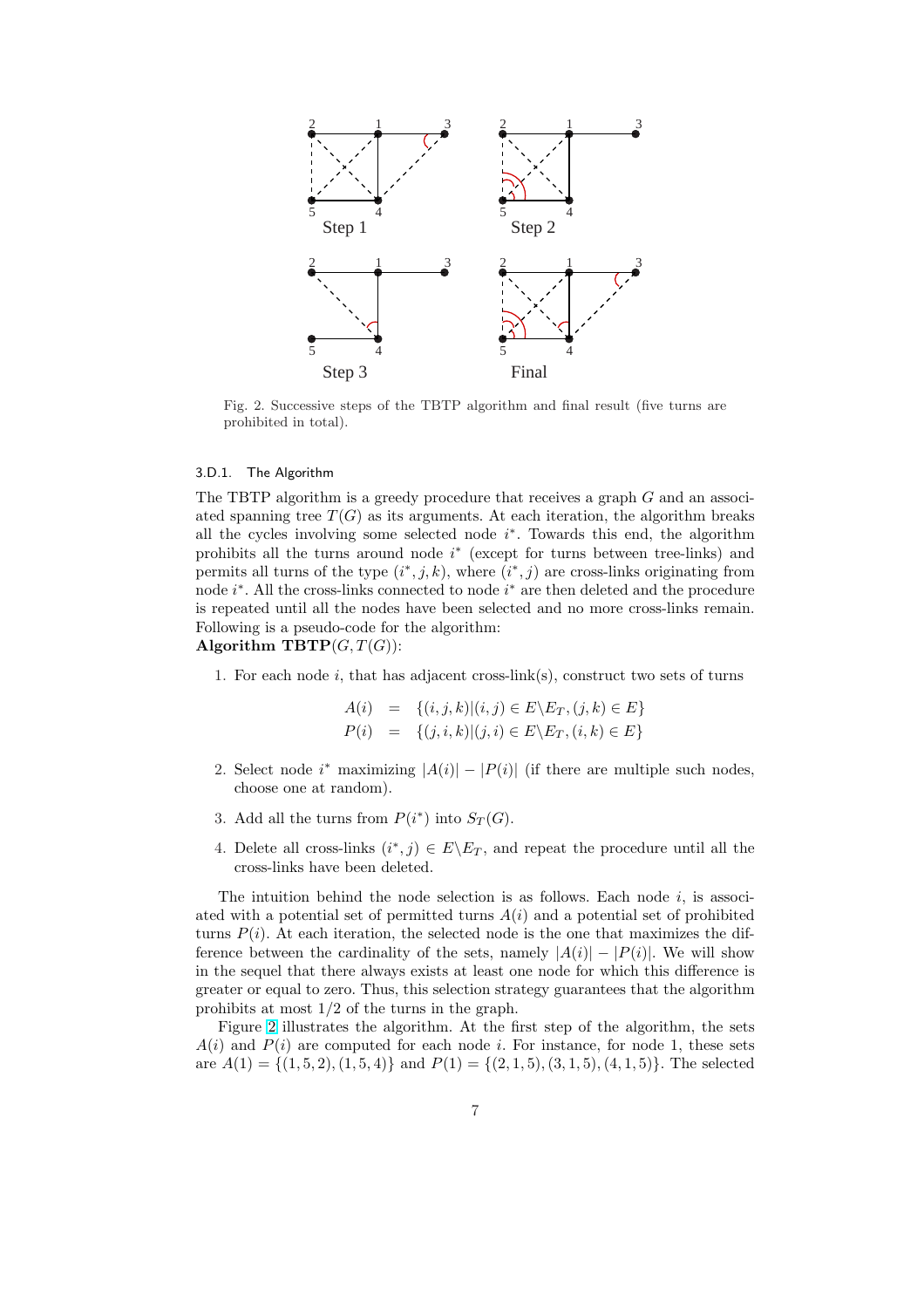Fig. 2. Successive steps of the TBTP algorithm and final result (five turns are prohibited in total).

#### 3.D.1. The Algorithm

The TBTP algorithm is a greedy procedure that receives a graph $G$ and an associated spanning tree $T(G)$ as its arguments. At each iteration, the algorithm breaks all the cycles involving some selected node $i^*$. Towards this end, the algorithm prohibits all the turns around node $i^*$ (except for turns between tree-links) and permits all turns of the type $(i^*, j, k)$, where $(i^*, j)$ are cross-links originating from node $i^*$. All the cross-links connected to node $i^*$ are then deleted and the procedure is repeated until all the nodes have been selected and no more cross-links remain. Following is a pseudo-code for the algorithm:

**Algorithm TBTP**$(G, T(G))$:

1. For each node $i$, that has adjacent cross-link(s), construct two sets of turns

$$A(i) = \{(i, j, k) | (i, j) \in E \backslash E_T, (j, k) \in E\}$$
$$P(i) = \{(j, i, k) | (j, i) \in E \backslash E_T, (i, k) \in E\}$$

2. Select node $i^*$ maximizing $|A(i)| - |P(i)|$ (if there are multiple such nodes, choose one at random).
3. Add all the turns from $P(i^*)$ into $S_T(G)$.
4. Delete all cross-links $(i^*, j) \in E \backslash E_T$, and repeat the procedure until all the cross-links have been deleted.

The intuition behind the node selection is as follows. Each node $i$, is associated with a potential set of permitted turns $A(i)$ and a potential set of prohibited turns $P(i)$. At each iteration, the selected node is the one that maximizes the difference between the cardinality of the sets, namely $|A(i)| - |P(i)|$. We will show in the sequel that there always exists at least one node for which this difference is greater or equal to zero. Thus, this selection strategy guarantees that the algorithm prohibits at most 1/2 of the turns in the graph.

Figure 2 illustrates the algorithm. At the first step of the algorithm, the sets $A(i)$ and $P(i)$ are computed for each node $i$. For instance, for node 1, these sets are $A(1) = \{(1, 5, 2), (1, 5, 4)\}$ and $P(1) = \{(2, 1, 5), (3, 1, 5), (4, 1, 5)\}$. The selected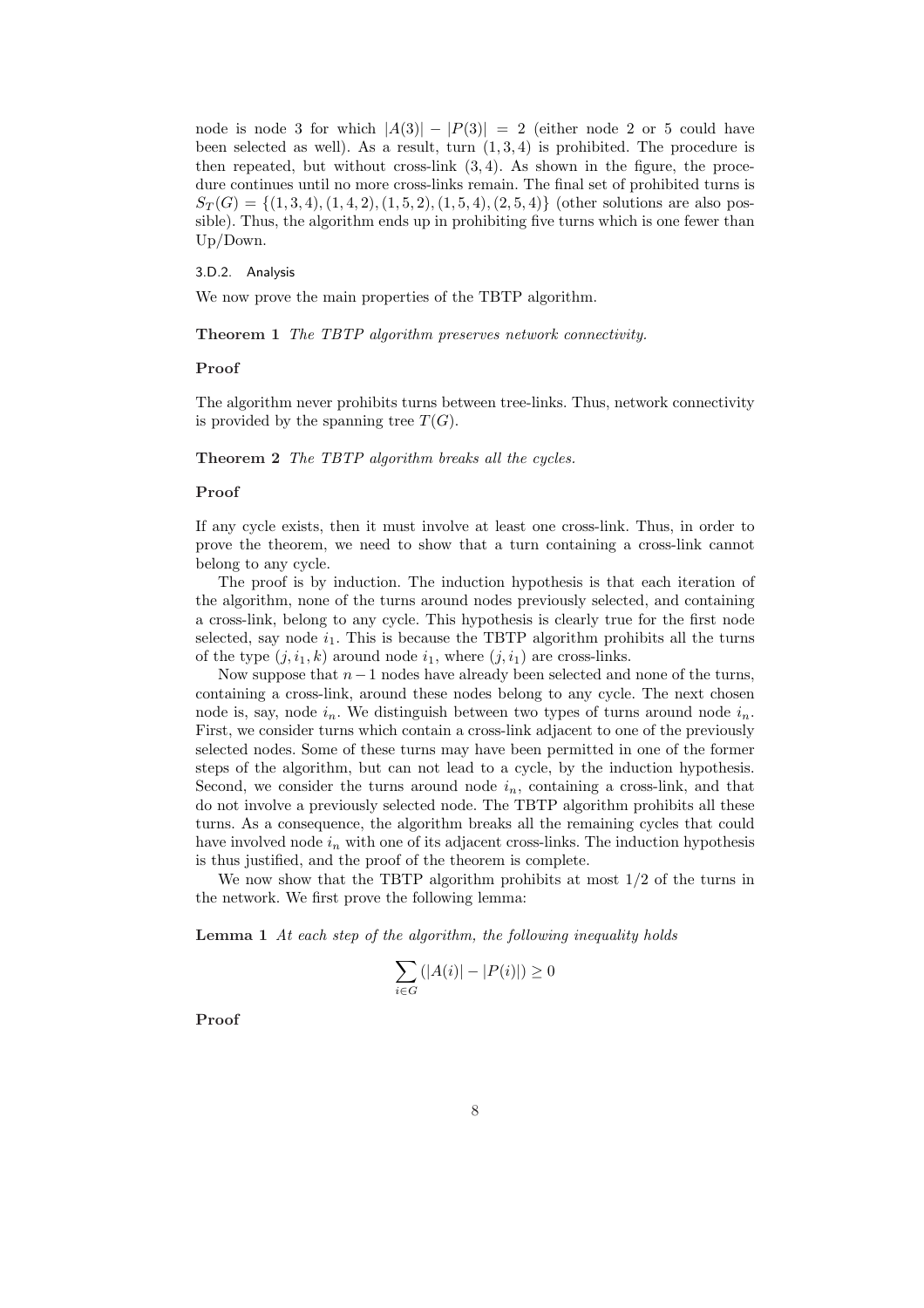node is node 3 for which $|A(3)| - |P(3)| = 2$ (either node 2 or 5 could have been selected as well). As a result, turn $(1, 3, 4)$ is prohibited. The procedure is then repeated, but without cross-link $(3, 4)$. As shown in the figure, the procedure continues until no more cross-links remain. The final set of prohibited turns is $S_T(G) = \{(1, 3, 4), (1, 4, 2), (1, 5, 2), (1, 5, 4), (2, 5, 4)\}$ (other solutions are also possible). Thus, the algorithm ends up in prohibiting five turns which is one fewer than Up/Down.

#### 3.D.2. Analysis

We now prove the main properties of the TBTP algorithm.

**Theorem 1** *The TBTP algorithm preserves network connectivity.*

**Proof**

The algorithm never prohibits turns between tree-links. Thus, network connectivity is provided by the spanning tree $T(G)$.

**Theorem 2** *The TBTP algorithm breaks all the cycles.*

**Proof**

If any cycle exists, then it must involve at least one cross-link. Thus, in order to prove the theorem, we need to show that a turn containing a cross-link cannot belong to any cycle.

The proof is by induction. The induction hypothesis is that each iteration of the algorithm, none of the turns around nodes previously selected, and containing a cross-link, belong to any cycle. This hypothesis is clearly true for the first node selected, say node $i_1$. This is because the TBTP algorithm prohibits all the turns of the type $(j, i_1, k)$ around node $i_1$, where $(j, i_1)$ are cross-links.

Now suppose that $n-1$ nodes have already been selected and none of the turns, containing a cross-link, around these nodes belong to any cycle. The next chosen node is, say, node $i_n$. We distinguish between two types of turns around node $i_n$. First, we consider turns which contain a cross-link adjacent to one of the previously selected nodes. Some of these turns may have been permitted in one of the former steps of the algorithm, but can not lead to a cycle, by the induction hypothesis. Second, we consider the turns around node $i_n$, containing a cross-link, and that do not involve a previously selected node. The TBTP algorithm prohibits all these turns. As a consequence, the algorithm breaks all the remaining cycles that could have involved node $i_n$ with one of its adjacent cross-links. The induction hypothesis is thus justified, and the proof of the theorem is complete.

We now show that the TBTP algorithm prohibits at most 1/2 of the turns in the network. We first prove the following lemma:

**Lemma 1** *At each step of the algorithm, the following inequality holds*

$$\sum_{i \in G} (|A(i)| - |P(i)|) \geq 0$$

**Proof**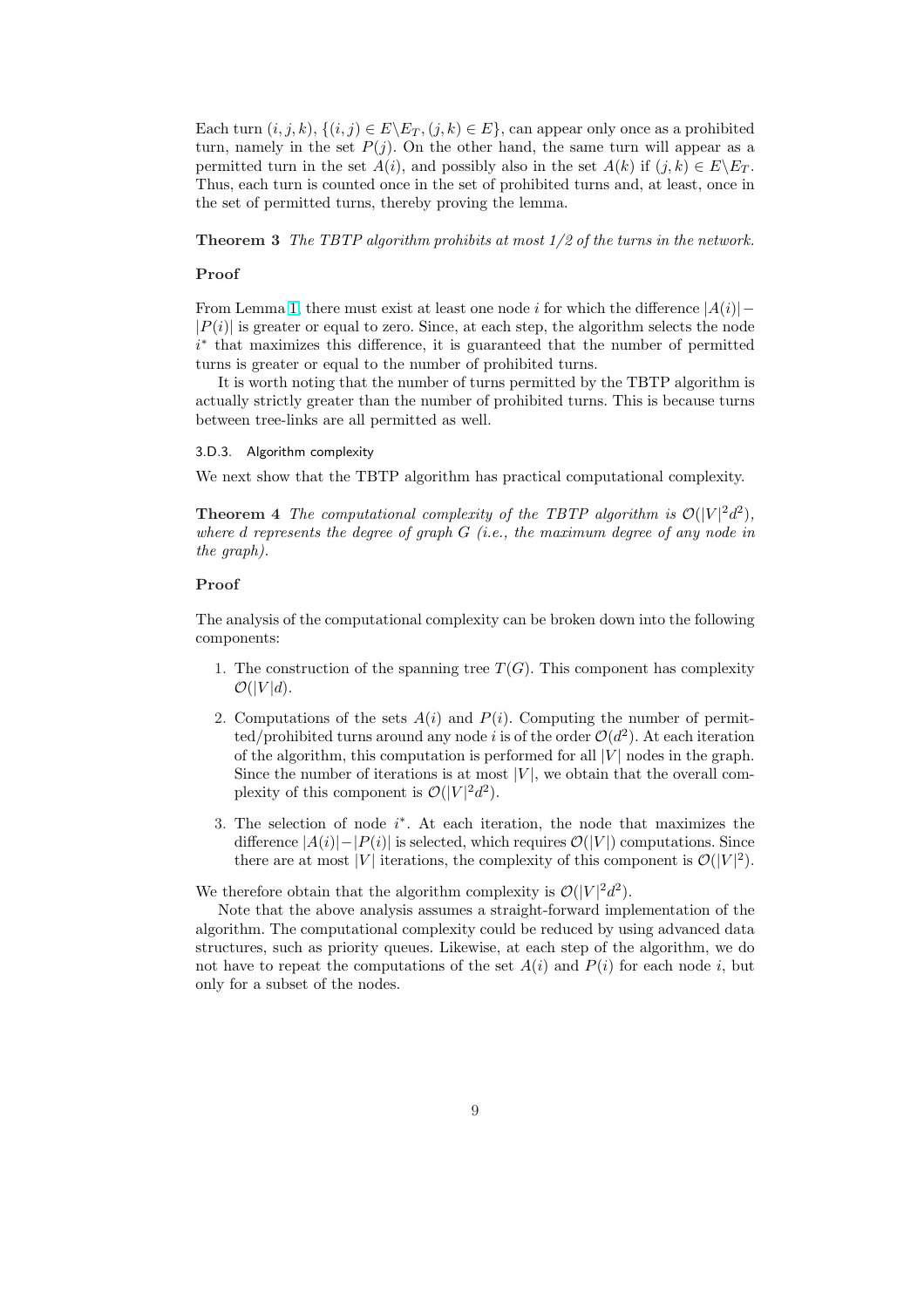Each turn $(i, j, k)$, $\{(i, j) \in E \backslash E_T, (j, k) \in E\}$, can appear only once as a prohibited turn, namely in the set $P(j)$. On the other hand, the same turn will appear as a permitted turn in the set $A(i)$, and possibly also in the set $A(k)$ if $(j, k) \in E \backslash E_T$. Thus, each turn is counted once in the set of prohibited turns and, at least, once in the set of permitted turns, thereby proving the lemma.

**Theorem 3** *The TBTP algorithm prohibits at most 1/2 of the turns in the network.*

**Proof**

From Lemma 1, there must exist at least one node $i$ for which the difference $|A(i)| - |P(i)|$ is greater or equal to zero. Since, at each step, the algorithm selects the node $i^*$ that maximizes this difference, it is guaranteed that the number of permitted turns is greater or equal to the number of prohibited turns.

It is worth noting that the number of turns permitted by the TBTP algorithm is actually strictly greater than the number of prohibited turns. This is because turns between tree-links are all permitted as well.

#### 3.D.3. Algorithm complexity

We next show that the TBTP algorithm has practical computational complexity.

**Theorem 4** *The computational complexity of the TBTP algorithm is $\mathcal{O}(|V|^2 d^2)$, where $d$ represents the degree of graph $G$ (i.e., the maximum degree of any node in the graph).*

**Proof**

The analysis of the computational complexity can be broken down into the following components:

1. The construction of the spanning tree $T(G)$. This component has complexity $\mathcal{O}(|V|d)$.
2. Computations of the sets $A(i)$ and $P(i)$. Computing the number of permitted/prohibited turns around any node $i$ is of the order $\mathcal{O}(d^2)$. At each iteration of the algorithm, this computation is performed for all $|V|$ nodes in the graph. Since the number of iterations is at most $|V|$, we obtain that the overall complexity of this component is $\mathcal{O}(|V|^2 d^2)$.
3. The selection of node $i^*$. At each iteration, the node that maximizes the difference $|A(i)| - |P(i)|$ is selected, which requires $\mathcal{O}(|V|)$ computations. Since there are at most $|V|$ iterations, the complexity of this component is $\mathcal{O}(|V|^2)$.

We therefore obtain that the algorithm complexity is $\mathcal{O}(|V|^2 d^2)$.

Note that the above analysis assumes a straight-forward implementation of the algorithm. The computational complexity could be reduced by using advanced data structures, such as priority queues. Likewise, at each step of the algorithm, we do not have to repeat the computations of the set $A(i)$ and $P(i)$ for each node $i$, but only for a subset of the nodes.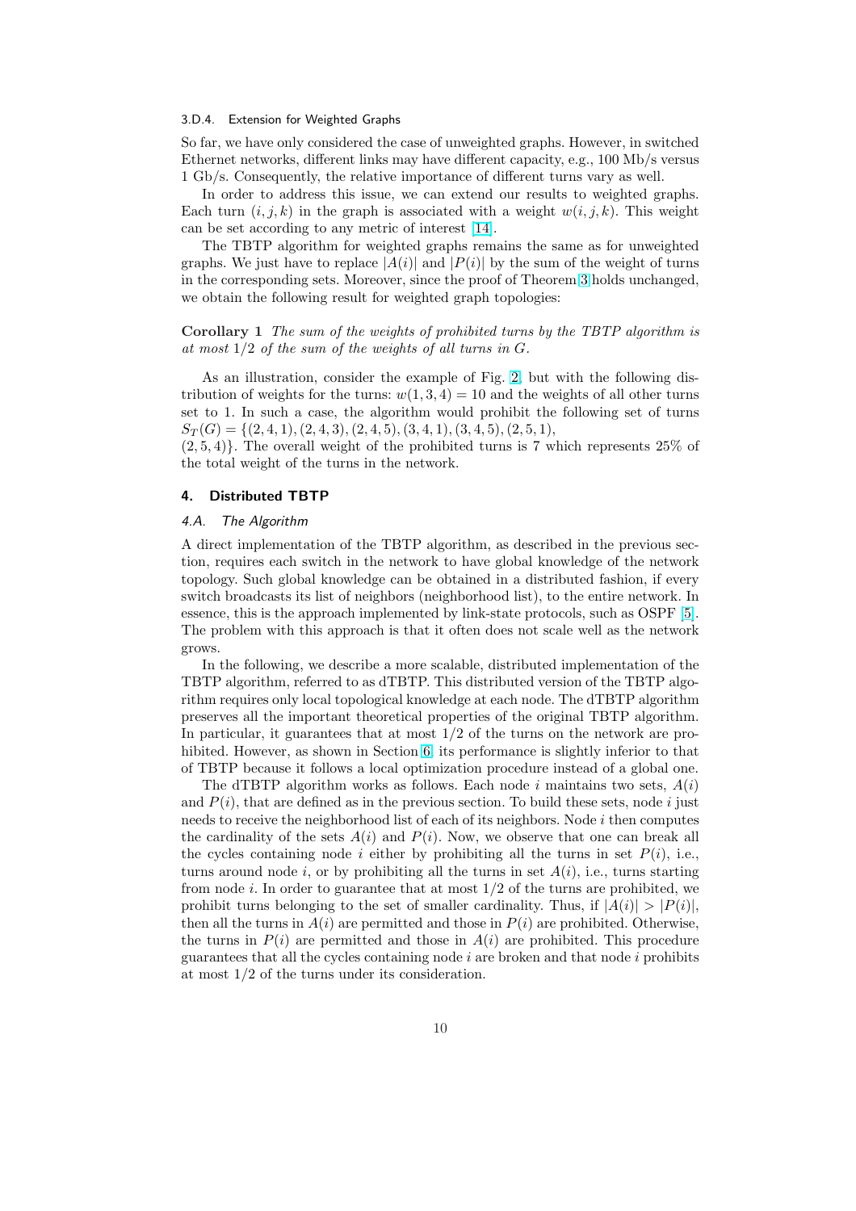#### 3.D.4. Extension for Weighted Graphs

So far, we have only considered the case of unweighted graphs. However, in switched Ethernet networks, different links may have different capacity, e.g., 100 Mb/s versus 1 Gb/s. Consequently, the relative importance of different turns vary as well.

In order to address this issue, we can extend our results to weighted graphs. Each turn $(i, j, k)$ in the graph is associated with a weight $w(i, j, k)$. This weight can be set according to any metric of interest [14].

The TBTP algorithm for weighted graphs remains the same as for unweighted graphs. We just have to replace $|A(i)|$ and $|P(i)|$ by the sum of the weight of turns in the corresponding sets. Moreover, since the proof of Theorem 3 holds unchanged, we obtain the following result for weighted graph topologies:

**Corollary 1** *The sum of the weights of prohibited turns by the TBTP algorithm is at most* $1/2$ *of the sum of the weights of all turns in* $G$.

As an illustration, consider the example of Fig. 2, but with the following distribution of weights for the turns: $w(1, 3, 4) = 10$ and the weights of all other turns set to 1. In such a case, the algorithm would prohibit the following set of turns $S_T(G) = \{(2, 4, 1), (2, 4, 3), (2, 4, 5), (3, 4, 1), (3, 4, 5), (2, 5, 1), (2, 5, 4)\}$. The overall weight of the prohibited turns is 7 which represents 25% of the total weight of the turns in the network.

## 4. Distributed TBTP

### 4.A. The Algorithm

A direct implementation of the TBTP algorithm, as described in the previous section, requires each switch in the network to have global knowledge of the network topology. Such global knowledge can be obtained in a distributed fashion, if every switch broadcasts its list of neighbors (neighborhood list), to the entire network. In essence, this is the approach implemented by link-state protocols, such as OSPF [5]. The problem with this approach is that it often does not scale well as the network grows.

In the following, we describe a more scalable, distributed implementation of the TBTP algorithm, referred to as dTBTP. This distributed version of the TBTP algorithm requires only local topological knowledge at each node. The dTBTP algorithm preserves all the important theoretical properties of the original TBTP algorithm. In particular, it guarantees that at most $1/2$ of the turns on the network are prohibited. However, as shown in Section 6, its performance is slightly inferior to that of TBTP because it follows a local optimization procedure instead of a global one.

The dTBTP algorithm works as follows. Each node $i$ maintains two sets, $A(i)$ and $P(i)$, that are defined as in the previous section. To build these sets, node $i$ just needs to receive the neighborhood list of each of its neighbors. Node $i$ then computes the cardinality of the sets $A(i)$ and $P(i)$. Now, we observe that one can break all the cycles containing node $i$ either by prohibiting all the turns in set $P(i)$, i.e., turns around node $i$, or by prohibiting all the turns in set $A(i)$, i.e., turns starting from node $i$. In order to guarantee that at most $1/2$ of the turns are prohibited, we prohibit turns belonging to the set of smaller cardinality. Thus, if $|A(i)| > |P(i)|$, then all the turns in $A(i)$ are permitted and those in $P(i)$ are prohibited. Otherwise, the turns in $P(i)$ are permitted and those in $A(i)$ are prohibited. This procedure guarantees that all the cycles containing node $i$ are broken and that node $i$ prohibits at most $1/2$ of the turns under its consideration.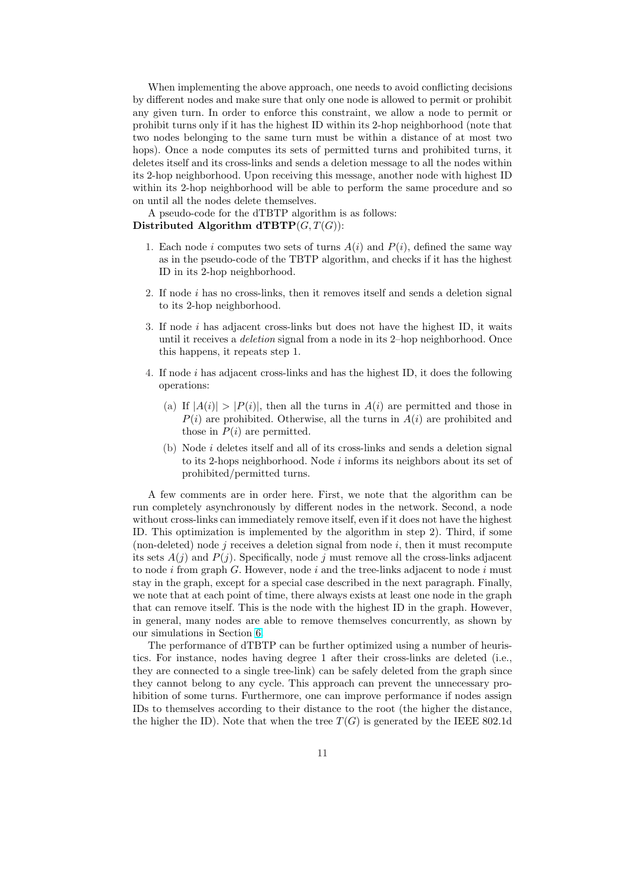When implementing the above approach, one needs to avoid conflicting decisions by different nodes and make sure that only one node is allowed to permit or prohibit any given turn. In order to enforce this constraint, we allow a node to permit or prohibit turns only if it has the highest ID within its 2-hop neighborhood (note that two nodes belonging to the same turn must be within a distance of at most two hops). Once a node computes its sets of permitted turns and prohibited turns, it deletes itself and its cross-links and sends a deletion message to all the nodes within its 2-hop neighborhood. Upon receiving this message, another node with highest ID within its 2-hop neighborhood will be able to perform the same procedure and so on until all the nodes delete themselves.

A pseudo-code for the dTBTP algorithm is as follows:

**Distributed Algorithm dTBTP**$(G, T(G))$:

1. Each node $i$ computes two sets of turns $A(i)$ and $P(i)$, defined the same way as in the pseudo-code of the TBTP algorithm, and checks if it has the highest ID in its 2-hop neighborhood.
2. If node $i$ has no cross-links, then it removes itself and sends a deletion signal to its 2-hop neighborhood.
3. If node $i$ has adjacent cross-links but does not have the highest ID, it waits until it receives a *deletion* signal from a node in its 2–hop neighborhood. Once this happens, it repeats step 1.
4. If node $i$ has adjacent cross-links and has the highest ID, it does the following operations:
   (a) If $|A(i)| > |P(i)|$, then all the turns in $A(i)$ are permitted and those in $P(i)$ are prohibited. Otherwise, all the turns in $A(i)$ are prohibited and those in $P(i)$ are permitted.
   (b) Node $i$ deletes itself and all of its cross-links and sends a deletion signal to its 2-hops neighborhood. Node $i$ informs its neighbors about its set of prohibited/permitted turns.

A few comments are in order here. First, we note that the algorithm can be run completely asynchronously by different nodes in the network. Second, a node without cross-links can immediately remove itself, even if it does not have the highest ID. This optimization is implemented by the algorithm in step 2). Third, if some (non-deleted) node $j$ receives a deletion signal from node $i$, then it must recompute its sets $A(j)$ and $P(j)$. Specifically, node $j$ must remove all the cross-links adjacent to node $i$ from graph $G$. However, node $i$ and the tree-links adjacent to node $i$ must stay in the graph, except for a special case described in the next paragraph. Finally, we note that at each point of time, there always exists at least one node in the graph that can remove itself. This is the node with the highest ID in the graph. However, in general, many nodes are able to remove themselves concurrently, as shown by our simulations in Section 6.

The performance of dTBTP can be further optimized using a number of heuristics. For instance, nodes having degree 1 after their cross-links are deleted (i.e., they are connected to a single tree-link) can be safely deleted from the graph since they cannot belong to any cycle. This approach can prevent the unnecessary prohibition of some turns. Furthermore, one can improve performance if nodes assign IDs to themselves according to their distance to the root (the higher the distance, the higher the ID). Note that when the tree $T(G)$ is generated by the IEEE 802.1d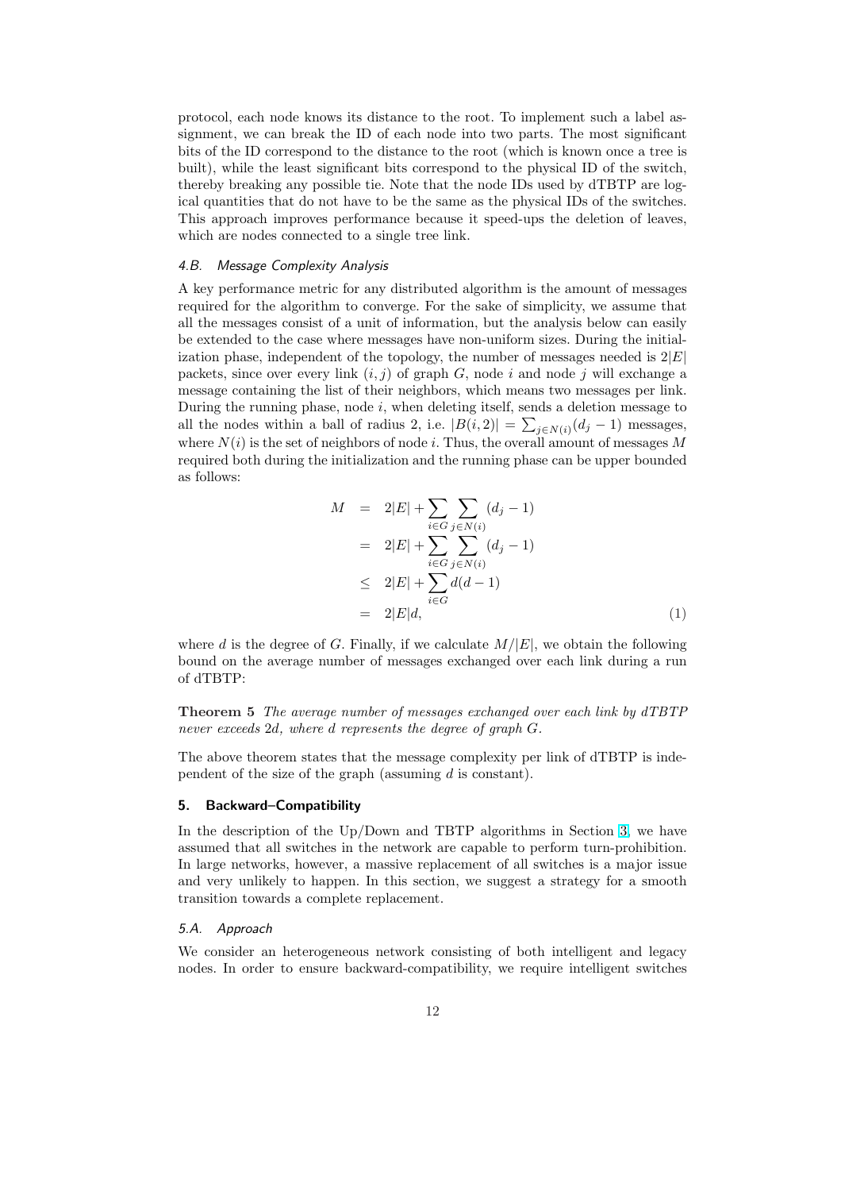protocol, each node knows its distance to the root. To implement such a label assignment, we can break the ID of each node into two parts. The most significant bits of the ID correspond to the distance to the root (which is known once a tree is built), while the least significant bits correspond to the physical ID of the switch, thereby breaking any possible tie. Note that the node IDs used by dTBTP are logical quantities that do not have to be the same as the physical IDs of the switches. This approach improves performance because it speed-ups the deletion of leaves, which are nodes connected to a single tree link.

### 4.B. Message Complexity Analysis

A key performance metric for any distributed algorithm is the amount of messages required for the algorithm to converge. For the sake of simplicity, we assume that all the messages consist of a unit of information, but the analysis below can easily be extended to the case where messages have non-uniform sizes. During the initialization phase, independent of the topology, the number of messages needed is $2|E|$ packets, since over every link $(i, j)$ of graph $G$, node $i$ and node $j$ will exchange a message containing the list of their neighbors, which means two messages per link. During the running phase, node $i$, when deleting itself, sends a deletion message to all the nodes within a ball of radius 2, i.e. $|B(i, 2)| = \sum_{j \in N(i)} (d_j - 1)$ messages, where $N(i)$ is the set of neighbors of node $i$. Thus, the overall amount of messages $M$ required both during the initialization and the running phase can be upper bounded as follows:

$$
\begin{aligned}
M &= 2|E| + \sum_{i \in G} \sum_{j \in N(i)} (d_j - 1) \\
&= 2|E| + \sum_{i \in G} \sum_{j \in N(i)} (d_j - 1) \\
&\leq 2|E| + \sum_{i \in G} d(d - 1) \\
&= 2|E| d, \qquad (1)
\end{aligned}
$$

where $d$ is the degree of $G$. Finally, if we calculate $M/|E|$, we obtain the following bound on the average number of messages exchanged over each link during a run of dTBTP:

**Theorem 5** *The average number of messages exchanged over each link by dTBTP never exceeds $2d$, where $d$ represents the degree of graph $G$.*

The above theorem states that the message complexity per link of dTBTP is independent of the size of the graph (assuming $d$ is constant).

## 5. Backward–Compatibility

In the description of the Up/Down and TBTP algorithms in Section 3, we have assumed that all switches in the network are capable to perform turn-prohibition. In large networks, however, a massive replacement of all switches is a major issue and very unlikely to happen. In this section, we suggest a strategy for a smooth transition towards a complete replacement.

### 5.A. Approach

We consider an heterogeneous network consisting of both intelligent and legacy nodes. In order to ensure backward-compatibility, we require intelligent switches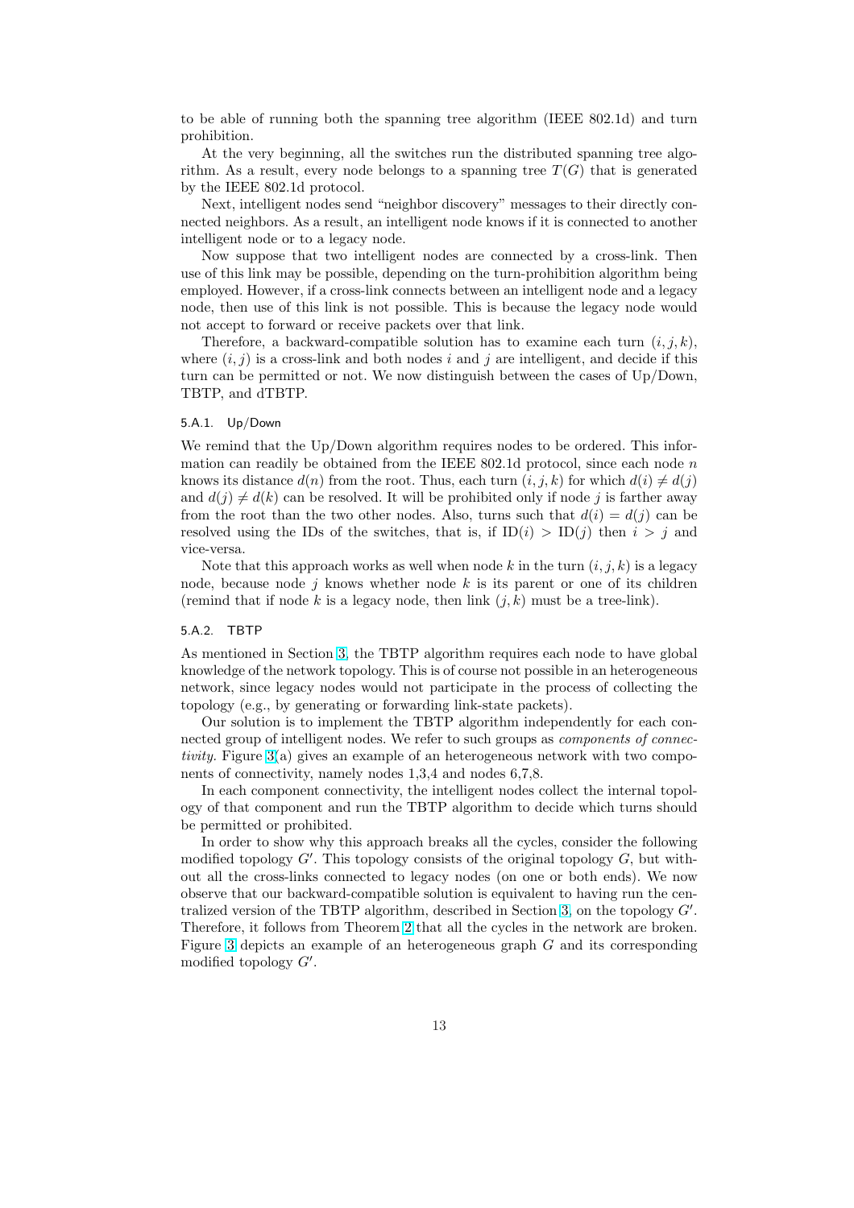to be able of running both the spanning tree algorithm (IEEE 802.1d) and turn prohibition.

At the very beginning, all the switches run the distributed spanning tree algorithm. As a result, every node belongs to a spanning tree $T(G)$ that is generated by the IEEE 802.1d protocol.

Next, intelligent nodes send "neighbor discovery" messages to their directly connected neighbors. As a result, an intelligent node knows if it is connected to another intelligent node or to a legacy node.

Now suppose that two intelligent nodes are connected by a cross-link. Then use of this link may be possible, depending on the turn-prohibition algorithm being employed. However, if a cross-link connects between an intelligent node and a legacy node, then use of this link is not possible. This is because the legacy node would not accept to forward or receive packets over that link.

Therefore, a backward-compatible solution has to examine each turn $(i, j, k)$, where $(i, j)$ is a cross-link and both nodes $i$ and $j$ are intelligent, and decide if this turn can be permitted or not. We now distinguish between the cases of Up/Down, TBTP, and dTBTP.

#### 5.A.1. Up/Down

We remind that the Up/Down algorithm requires nodes to be ordered. This information can readily be obtained from the IEEE 802.1d protocol, since each node $n$ knows its distance $d(n)$ from the root. Thus, each turn $(i, j, k)$ for which $d(i) \neq d(j)$ and $d(j) \neq d(k)$ can be resolved. It will be prohibited only if node $j$ is farther away from the root than the two other nodes. Also, turns such that $d(i) = d(j)$ can be resolved using the IDs of the switches, that is, if $\mathrm{ID}(i) > \mathrm{ID}(j)$ then $i > j$ and vice-versa.

Note that this approach works as well when node $k$ in the turn $(i, j, k)$ is a legacy node, because node $j$ knows whether node $k$ is its parent or one of its children (remind that if node $k$ is a legacy node, then link $(j, k)$ must be a tree-link).

#### 5.A.2. TBTP

As mentioned in Section 3, the TBTP algorithm requires each node to have global knowledge of the network topology. This is of course not possible in an heterogeneous network, since legacy nodes would not participate in the process of collecting the topology (e.g., by generating or forwarding link-state packets).

Our solution is to implement the TBTP algorithm independently for each connected group of intelligent nodes. We refer to such groups as *components of connectivity*. Figure 3(a) gives an example of an heterogeneous network with two components of connectivity, namely nodes 1,3,4 and nodes 6,7,8.

In each component connectivity, the intelligent nodes collect the internal topology of that component and run the TBTP algorithm to decide which turns should be permitted or prohibited.

In order to show why this approach breaks all the cycles, consider the following modified topology $G'$. This topology consists of the original topology $G$, but without all the cross-links connected to legacy nodes (on one or both ends). We now observe that our backward-compatible solution is equivalent to having run the centralized version of the TBTP algorithm, described in Section 3, on the topology $G'$. Therefore, it follows from Theorem 2 that all the cycles in the network are broken. Figure 3 depicts an example of an heterogeneous graph $G$ and its corresponding modified topology $G'$.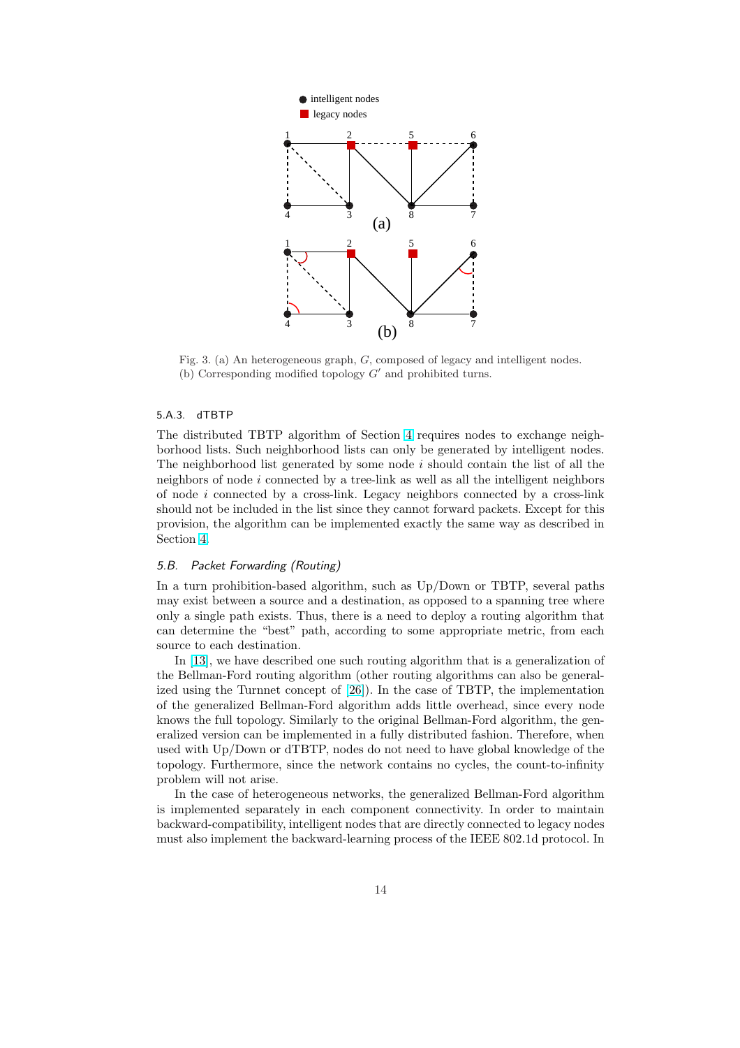Fig. 3. (a) An heterogeneous graph, $G$, composed of legacy and intelligent nodes. (b) Corresponding modified topology $G'$ and prohibited turns.

#### 5.A.3. dTBTP

The distributed TBTP algorithm of Section 4 requires nodes to exchange neighborhood lists. Such neighborhood lists can only be generated by intelligent nodes. The neighborhood list generated by some node $i$ should contain the list of all the neighbors of node $i$ connected by a tree-link as well as all the intelligent neighbors of node $i$ connected by a cross-link. Legacy neighbors connected by a cross-link should not be included in the list since they cannot forward packets. Except for this provision, the algorithm can be implemented exactly the same way as described in Section 4.

### 5.B. Packet Forwarding (Routing)

In a turn prohibition-based algorithm, such as Up/Down or TBTP, several paths may exist between a source and a destination, as opposed to a spanning tree where only a single path exists. Thus, there is a need to deploy a routing algorithm that can determine the "best" path, according to some appropriate metric, from each source to each destination.

In [13], we have described one such routing algorithm that is a generalization of the Bellman-Ford routing algorithm (other routing algorithms can also be generalized using the Turnnet concept of [26]). In the case of TBTP, the implementation of the generalized Bellman-Ford algorithm adds little overhead, since every node knows the full topology. Similarly to the original Bellman-Ford algorithm, the generalized version can be implemented in a fully distributed fashion. Therefore, when used with Up/Down or dTBTP, nodes do not need to have global knowledge of the topology. Furthermore, since the network contains no cycles, the count-to-infinity problem will not arise.

In the case of heterogeneous networks, the generalized Bellman-Ford algorithm is implemented separately in each component connectivity. In order to maintain backward-compatibility, intelligent nodes that are directly connected to legacy nodes must also implement the backward-learning process of the IEEE 802.1d protocol. In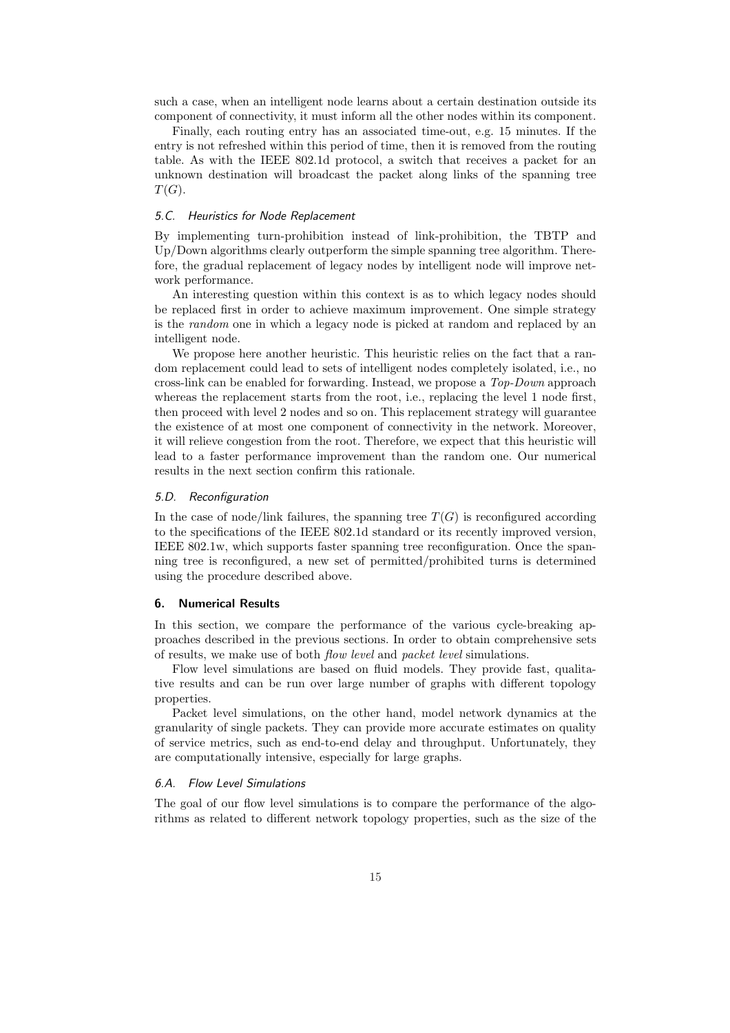such a case, when an intelligent node learns about a certain destination outside its component of connectivity, it must inform all the other nodes within its component.

Finally, each routing entry has an associated time-out, e.g. 15 minutes. If the entry is not refreshed within this period of time, then it is removed from the routing table. As with the IEEE 802.1d protocol, a switch that receives a packet for an unknown destination will broadcast the packet along links of the spanning tree $T(G)$.

### 5.C. Heuristics for Node Replacement

By implementing turn-prohibition instead of link-prohibition, the TBTP and Up/Down algorithms clearly outperform the simple spanning tree algorithm. Therefore, the gradual replacement of legacy nodes by intelligent node will improve network performance.

An interesting question within this context is as to which legacy nodes should be replaced first in order to achieve maximum improvement. One simple strategy is the *random* one in which a legacy node is picked at random and replaced by an intelligent node.

We propose here another heuristic. This heuristic relies on the fact that a random replacement could lead to sets of intelligent nodes completely isolated, i.e., no cross-link can be enabled for forwarding. Instead, we propose a *Top-Down* approach whereas the replacement starts from the root, i.e., replacing the level 1 node first, then proceed with level 2 nodes and so on. This replacement strategy will guarantee the existence of at most one component of connectivity in the network. Moreover, it will relieve congestion from the root. Therefore, we expect that this heuristic will lead to a faster performance improvement than the random one. Our numerical results in the next section confirm this rationale.

### 5.D. Reconfiguration

In the case of node/link failures, the spanning tree $T(G)$ is reconfigured according to the specifications of the IEEE 802.1d standard or its recently improved version, IEEE 802.1w, which supports faster spanning tree reconfiguration. Once the spanning tree is reconfigured, a new set of permitted/prohibited turns is determined using the procedure described above.

## 6. Numerical Results

In this section, we compare the performance of the various cycle-breaking approaches described in the previous sections. In order to obtain comprehensive sets of results, we make use of both *flow level* and *packet level* simulations.

Flow level simulations are based on fluid models. They provide fast, qualitative results and can be run over large number of graphs with different topology properties.

Packet level simulations, on the other hand, model network dynamics at the granularity of single packets. They can provide more accurate estimates on quality of service metrics, such as end-to-end delay and throughput. Unfortunately, they are computationally intensive, especially for large graphs.

### 6.A. Flow Level Simulations

The goal of our flow level simulations is to compare the performance of the algorithms as related to different network topology properties, such as the size of the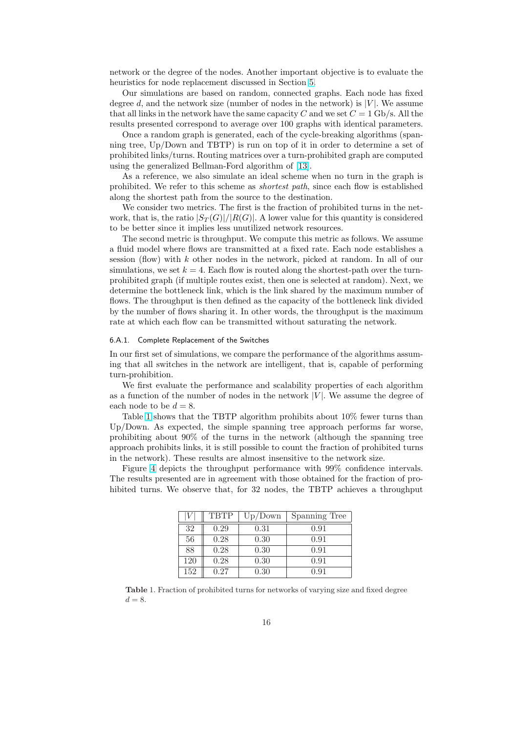network or the degree of the nodes. Another important objective is to evaluate the heuristics for node replacement discussed in Section 5.

Our simulations are based on random, connected graphs. Each node has fixed degree $d$, and the network size (number of nodes in the network) is $|V|$. We assume that all links in the network have the same capacity $C$ and we set $C = 1$ Gb/s. All the results presented correspond to average over 100 graphs with identical parameters.

Once a random graph is generated, each of the cycle-breaking algorithms (spanning tree, Up/Down and TBTP) is run on top of it in order to determine a set of prohibited links/turns. Routing matrices over a turn-prohibited graph are computed using the generalized Bellman-Ford algorithm of [13].

As a reference, we also simulate an ideal scheme when no turn in the graph is prohibited. We refer to this scheme as *shortest path*, since each flow is established along the shortest path from the source to the destination.

We consider two metrics. The first is the fraction of prohibited turns in the network, that is, the ratio $|S_T(G)|/|R(G)|$. A lower value for this quantity is considered to be better since it implies less unutilized network resources.

The second metric is throughput. We compute this metric as follows. We assume a fluid model where flows are transmitted at a fixed rate. Each node establishes a session (flow) with $k$ other nodes in the network, picked at random. In all of our simulations, we set $k = 4$. Each flow is routed along the shortest-path over the turn-prohibited graph (if multiple routes exist, then one is selected at random). Next, we determine the bottleneck link, which is the link shared by the maximum number of flows. The throughput is then defined as the capacity of the bottleneck link divided by the number of flows sharing it. In other words, the throughput is the maximum rate at which each flow can be transmitted without saturating the network.

#### 6.A.1. Complete Replacement of the Switches

In our first set of simulations, we compare the performance of the algorithms assuming that all switches in the network are intelligent, that is, capable of performing turn-prohibition.

We first evaluate the performance and scalability properties of each algorithm as a function of the number of nodes in the network $|V|$. We assume the degree of each node to be $d = 8$.

Table 1 shows that the TBTP algorithm prohibits about 10% fewer turns than Up/Down. As expected, the simple spanning tree approach performs far worse, prohibiting about 90% of the turns in the network (although the spanning tree approach prohibits links, it is still possible to count the fraction of prohibited turns in the network). These results are almost insensitive to the network size.

Figure 4 depicts the throughput performance with 99% confidence intervals. The results presented are in agreement with those obtained for the fraction of prohibited turns. We observe that, for 32 nodes, the TBTP achieves a throughput

| $\|V\|$ | TBTP | Up/Down | Spanning Tree |
|---|---|---|---|
| 32 | 0.29 | 0.31 | 0.91 |
| 56 | 0.28 | 0.30 | 0.91 |
| 88 | 0.28 | 0.30 | 0.91 |
| 120 | 0.28 | 0.30 | 0.91 |
| 152 | 0.27 | 0.30 | 0.91 |

**Table** 1. Fraction of prohibited turns for networks of varying size and fixed degree $d = 8$.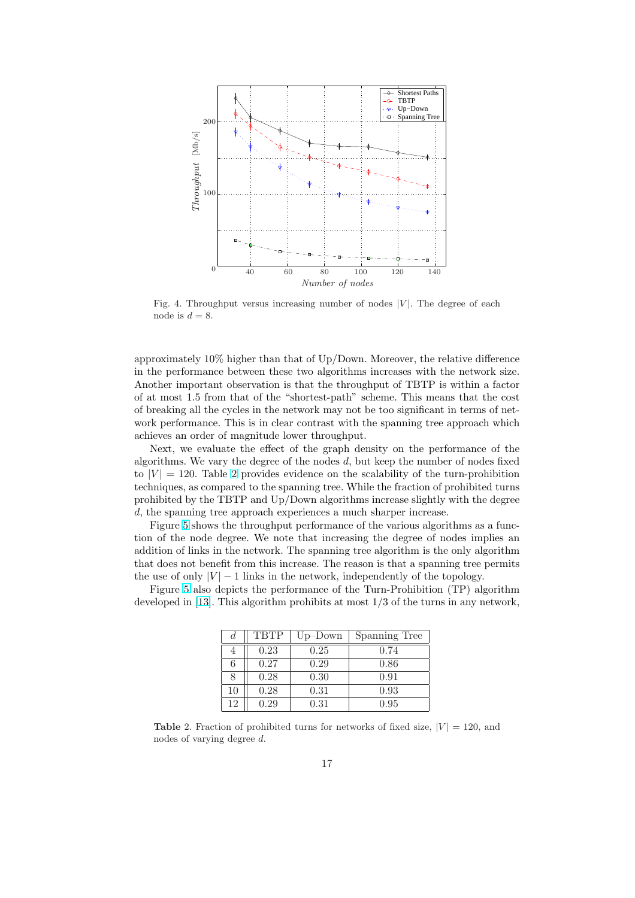Fig. 4. Throughput versus increasing number of nodes $|V|$. The degree of each node is $d = 8$.

approximately 10% higher than that of Up/Down. Moreover, the relative difference in the performance between these two algorithms increases with the network size. Another important observation is that the throughput of TBTP is within a factor of at most 1.5 from that of the "shortest-path" scheme. This means that the cost of breaking all the cycles in the network may not be too significant in terms of network performance. This is in clear contrast with the spanning tree approach which achieves an order of magnitude lower throughput.

Next, we evaluate the effect of the graph density on the performance of the algorithms. We vary the degree of the nodes $d$, but keep the number of nodes fixed to $|V| = 120$. Table 2 provides evidence on the scalability of the turn-prohibition techniques, as compared to the spanning tree. While the fraction of prohibited turns prohibited by the TBTP and Up/Down algorithms increase slightly with the degree $d$, the spanning tree approach experiences a much sharper increase.

Figure 5 shows the throughput performance of the various algorithms as a function of the node degree. We note that increasing the degree of nodes implies an addition of links in the network. The spanning tree algorithm is the only algorithm that does not benefit from this increase. The reason is that a spanning tree permits the use of only $|V| - 1$ links in the network, independently of the topology.

Figure 5 also depicts the performance of the Turn-Prohibition (TP) algorithm developed in [13]. This algorithm prohibits at most 1/3 of the turns in any network,

| $d$ | TBTP | Up–Down | Spanning Tree |
|---|---|---|---|
| 4 | 0.23 | 0.25 | 0.74 |
| 6 | 0.27 | 0.29 | 0.86 |
| 8 | 0.28 | 0.30 | 0.91 |
| 10 | 0.28 | 0.31 | 0.93 |
| 12 | 0.29 | 0.31 | 0.95 |

**Table** 2. Fraction of prohibited turns for networks of fixed size, $|V| = 120$, and nodes of varying degree $d$.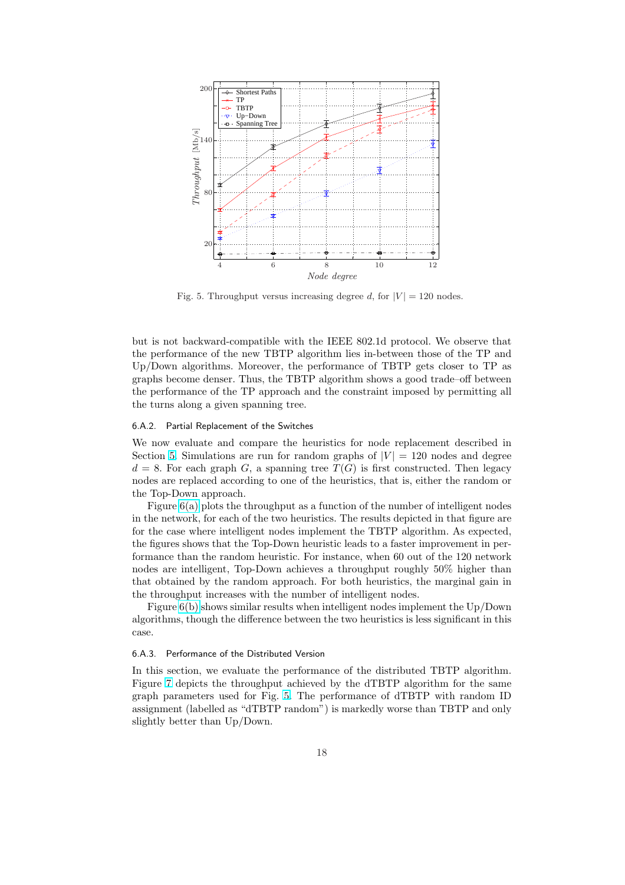Fig. 5. Throughput versus increasing degree $d$, for $|V| = 120$ nodes.

but is not backward-compatible with the IEEE 802.1d protocol. We observe that the performance of the new TBTP algorithm lies in-between those of the TP and Up/Down algorithms. Moreover, the performance of TBTP gets closer to TP as graphs become denser. Thus, the TBTP algorithm shows a good trade–off between the performance of the TP approach and the constraint imposed by permitting all the turns along a given spanning tree.

### 6.A.2. Partial Replacement of the Switches

We now evaluate and compare the heuristics for node replacement described in Section 5. Simulations are run for random graphs of $|V| = 120$ nodes and degree $d = 8$. For each graph $G$, a spanning tree $T(G)$ is first constructed. Then legacy nodes are replaced according to one of the heuristics, that is, either the random or the Top-Down approach.

Figure 6(a) plots the throughput as a function of the number of intelligent nodes in the network, for each of the two heuristics. The results depicted in that figure are for the case where intelligent nodes implement the TBTP algorithm. As expected, the figures shows that the Top-Down heuristic leads to a faster improvement in performance than the random heuristic. For instance, when 60 out of the 120 network nodes are intelligent, Top-Down achieves a throughput roughly 50% higher than that obtained by the random approach. For both heuristics, the marginal gain in the throughput increases with the number of intelligent nodes.

Figure 6(b) shows similar results when intelligent nodes implement the Up/Down algorithms, though the difference between the two heuristics is less significant in this case.

### 6.A.3. Performance of the Distributed Version

In this section, we evaluate the performance of the distributed TBTP algorithm. Figure 7 depicts the throughput achieved by the dTBTP algorithm for the same graph parameters used for Fig. 5. The performance of dTBTP with random ID assignment (labelled as “dTBTP random”) is markedly worse than TBTP and only slightly better than Up/Down.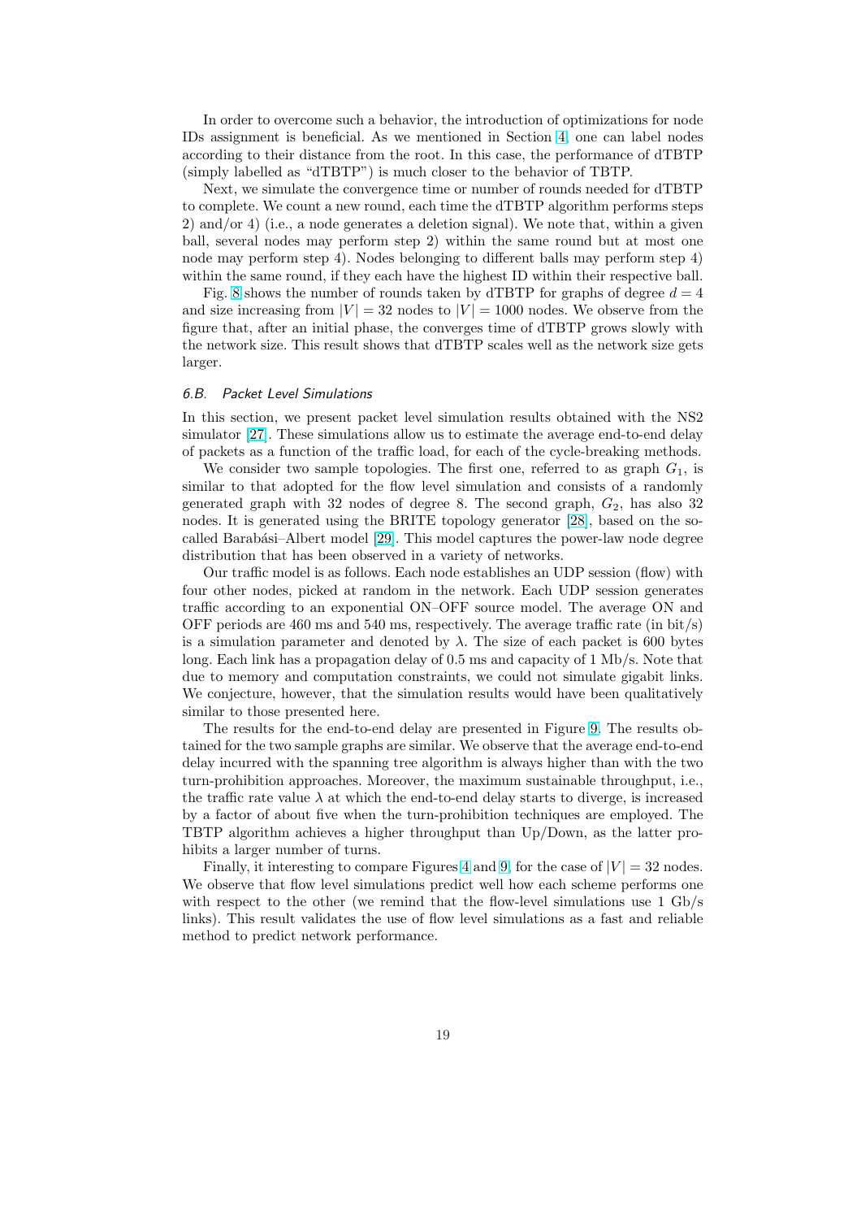In order to overcome such a behavior, the introduction of optimizations for node IDs assignment is beneficial. As we mentioned in Section 4, one can label nodes according to their distance from the root. In this case, the performance of dTBTP (simply labelled as "dTBTP") is much closer to the behavior of TBTP.

Next, we simulate the convergence time or number of rounds needed for dTBTP to complete. We count a new round, each time the dTBTP algorithm performs steps 2) and/or 4) (i.e., a node generates a deletion signal). We note that, within a given ball, several nodes may perform step 2) within the same round but at most one node may perform step 4). Nodes belonging to different balls may perform step 4) within the same round, if they each have the highest ID within their respective ball.

Fig. 8 shows the number of rounds taken by dTBTP for graphs of degree $d = 4$ and size increasing from $|V| = 32$ nodes to $|V| = 1000$ nodes. We observe from the figure that, after an initial phase, the converges time of dTBTP grows slowly with the network size. This result shows that dTBTP scales well as the network size gets larger.

### *6.B. Packet Level Simulations*

In this section, we present packet level simulation results obtained with the NS2 simulator [27]. These simulations allow us to estimate the average end-to-end delay of packets as a function of the traffic load, for each of the cycle-breaking methods.

We consider two sample topologies. The first one, referred to as graph $G_1$, is similar to that adopted for the flow level simulation and consists of a randomly generated graph with 32 nodes of degree 8. The second graph, $G_2$, has also 32 nodes. It is generated using the BRITE topology generator [28], based on the so-called Barabási–Albert model [29]. This model captures the power-law node degree distribution that has been observed in a variety of networks.

Our traffic model is as follows. Each node establishes an UDP session (flow) with four other nodes, picked at random in the network. Each UDP session generates traffic according to an exponential ON–OFF source model. The average ON and OFF periods are 460 ms and 540 ms, respectively. The average traffic rate (in bit/s) is a simulation parameter and denoted by $\lambda$. The size of each packet is 600 bytes long. Each link has a propagation delay of 0.5 ms and capacity of 1 Mb/s. Note that due to memory and computation constraints, we could not simulate gigabit links. We conjecture, however, that the simulation results would have been qualitatively similar to those presented here.

The results for the end-to-end delay are presented in Figure 9. The results obtained for the two sample graphs are similar. We observe that the average end-to-end delay incurred with the spanning tree algorithm is always higher than with the two turn-prohibition approaches. Moreover, the maximum sustainable throughput, i.e., the traffic rate value $\lambda$ at which the end-to-end delay starts to diverge, is increased by a factor of about five when the turn-prohibition techniques are employed. The TBTP algorithm achieves a higher throughput than Up/Down, as the latter prohibits a larger number of turns.

Finally, it interesting to compare Figures 4 and 9, for the case of $|V| = 32$ nodes. We observe that flow level simulations predict well how each scheme performs one with respect to the other (we remind that the flow-level simulations use 1 Gb/s links). This result validates the use of flow level simulations as a fast and reliable method to predict network performance.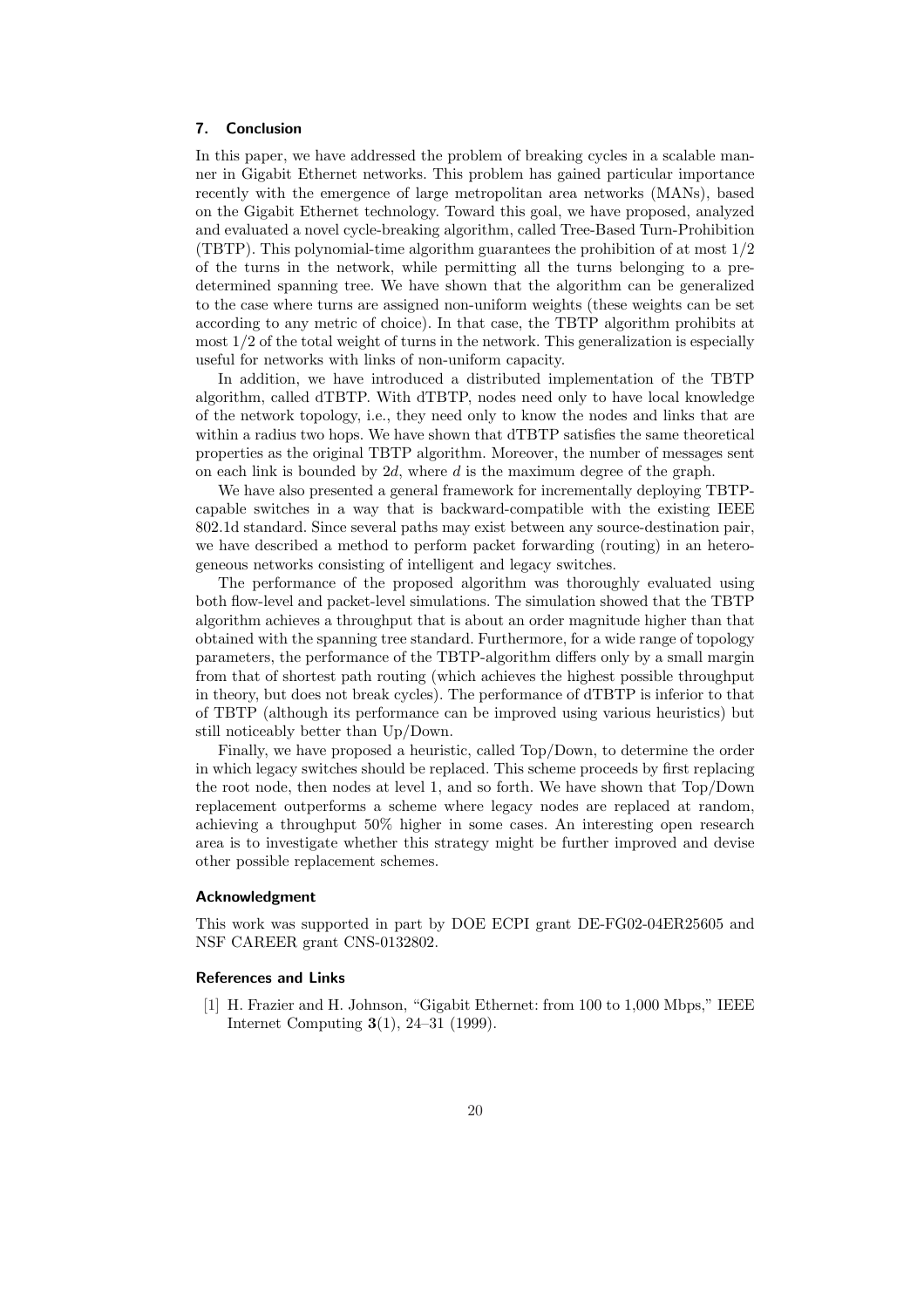## 7. Conclusion

In this paper, we have addressed the problem of breaking cycles in a scalable manner in Gigabit Ethernet networks. This problem has gained particular importance recently with the emergence of large metropolitan area networks (MANs), based on the Gigabit Ethernet technology. Toward this goal, we have proposed, analyzed and evaluated a novel cycle-breaking algorithm, called Tree-Based Turn-Prohibition (TBTP). This polynomial-time algorithm guarantees the prohibition of at most $1/2$ of the turns in the network, while permitting all the turns belonging to a predetermined spanning tree. We have shown that the algorithm can be generalized to the case where turns are assigned non-uniform weights (these weights can be set according to any metric of choice). In that case, the TBTP algorithm prohibits at most $1/2$ of the total weight of turns in the network. This generalization is especially useful for networks with links of non-uniform capacity.

In addition, we have introduced a distributed implementation of the TBTP algorithm, called dTBTP. With dTBTP, nodes need only to have local knowledge of the network topology, i.e., they need only to know the nodes and links that are within a radius two hops. We have shown that dTBTP satisfies the same theoretical properties as the original TBTP algorithm. Moreover, the number of messages sent on each link is bounded by $2d$, where $d$ is the maximum degree of the graph.

We have also presented a general framework for incrementally deploying TBTP-capable switches in a way that is backward-compatible with the existing IEEE 802.1d standard. Since several paths may exist between any source-destination pair, we have described a method to perform packet forwarding (routing) in an heterogeneous networks consisting of intelligent and legacy switches.

The performance of the proposed algorithm was thoroughly evaluated using both flow-level and packet-level simulations. The simulation showed that the TBTP algorithm achieves a throughput that is about an order magnitude higher than that obtained with the spanning tree standard. Furthermore, for a wide range of topology parameters, the performance of the TBTP-algorithm differs only by a small margin from that of shortest path routing (which achieves the highest possible throughput in theory, but does not break cycles). The performance of dTBTP is inferior to that of TBTP (although its performance can be improved using various heuristics) but still noticeably better than Up/Down.

Finally, we have proposed a heuristic, called Top/Down, to determine the order in which legacy switches should be replaced. This scheme proceeds by first replacing the root node, then nodes at level 1, and so forth. We have shown that Top/Down replacement outperforms a scheme where legacy nodes are replaced at random, achieving a throughput 50% higher in some cases. An interesting open research area is to investigate whether this strategy might be further improved and devise other possible replacement schemes.

### Acknowledgment

This work was supported in part by DOE ECPI grant DE-FG02-04ER25605 and NSF CAREER grant CNS-0132802.

### References and Links

[1] H. Frazier and H. Johnson, "Gigabit Ethernet: from 100 to 1,000 Mbps," IEEE Internet Computing **3**(1), 24–31 (1999).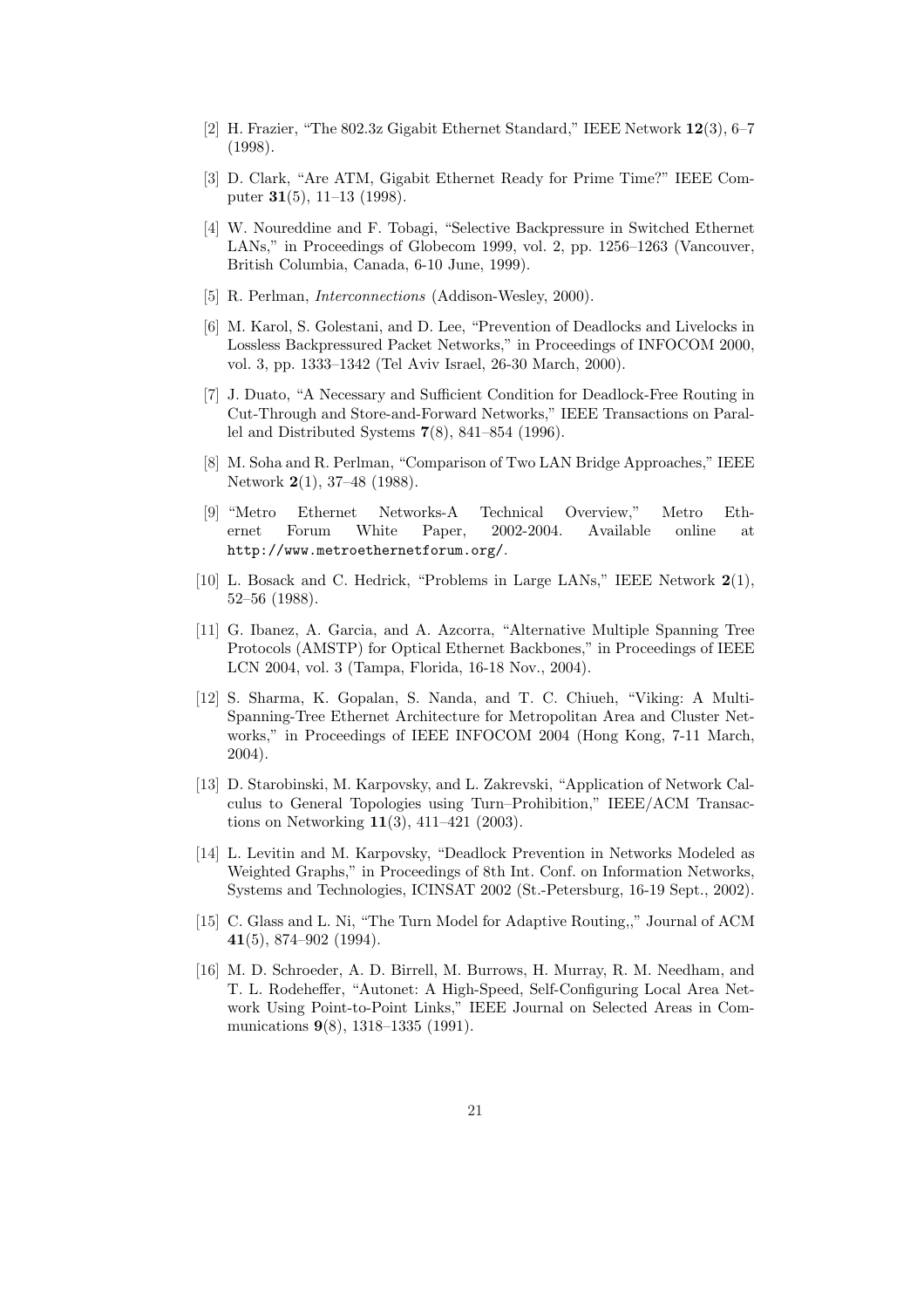[2] H. Frazier, "The 802.3z Gigabit Ethernet Standard," IEEE Network **12**(3), 6–7 (1998).

[3] D. Clark, "Are ATM, Gigabit Ethernet Ready for Prime Time?" IEEE Computer **31**(5), 11–13 (1998).

[4] W. Noureddine and F. Tobagi, "Selective Backpressure in Switched Ethernet LANs," in Proceedings of Globecom 1999, vol. 2, pp. 1256–1263 (Vancouver, British Columbia, Canada, 6-10 June, 1999).

[5] R. Perlman, *Interconnections* (Addison-Wesley, 2000).

[6] M. Karol, S. Golestani, and D. Lee, "Prevention of Deadlocks and Livelocks in Lossless Backpressured Packet Networks," in Proceedings of INFOCOM 2000, vol. 3, pp. 1333–1342 (Tel Aviv Israel, 26-30 March, 2000).

[7] J. Duato, "A Necessary and Sufficient Condition for Deadlock-Free Routing in Cut-Through and Store-and-Forward Networks," IEEE Transactions on Parallel and Distributed Systems **7**(8), 841–854 (1996).

[8] M. Soha and R. Perlman, "Comparison of Two LAN Bridge Approaches," IEEE Network **2**(1), 37–48 (1988).

[9] "Metro Ethernet Networks-A Technical Overview," Metro Ethernet Forum White Paper, 2002-2004. Available online at `http://www.metroethernetforum.org/`.

[10] L. Bosack and C. Hedrick, "Problems in Large LANs," IEEE Network **2**(1), 52–56 (1988).

[11] G. Ibanez, A. Garcia, and A. Azcorra, "Alternative Multiple Spanning Tree Protocols (AMSTP) for Optical Ethernet Backbones," in Proceedings of IEEE LCN 2004, vol. 3 (Tampa, Florida, 16-18 Nov., 2004).

[12] S. Sharma, K. Gopalan, S. Nanda, and T. C. Chiueh, "Viking: A Multi-Spanning-Tree Ethernet Architecture for Metropolitan Area and Cluster Networks," in Proceedings of IEEE INFOCOM 2004 (Hong Kong, 7-11 March, 2004).

[13] D. Starobinski, M. Karpovsky, and L. Zakrevski, "Application of Network Calculus to General Topologies using Turn–Prohibition," IEEE/ACM Transactions on Networking **11**(3), 411–421 (2003).

[14] L. Levitin and M. Karpovsky, "Deadlock Prevention in Networks Modeled as Weighted Graphs," in Proceedings of 8th Int. Conf. on Information Networks, Systems and Technologies, ICINSAT 2002 (St.-Petersburg, 16-19 Sept., 2002).

[15] C. Glass and L. Ni, "The Turn Model for Adaptive Routing,," Journal of ACM **41**(5), 874–902 (1994).

[16] M. D. Schroeder, A. D. Birrell, M. Burrows, H. Murray, R. M. Needham, and T. L. Rodeheffer, "Autonet: A High-Speed, Self-Configuring Local Area Network Using Point-to-Point Links," IEEE Journal on Selected Areas in Communications **9**(8), 1318–1335 (1991).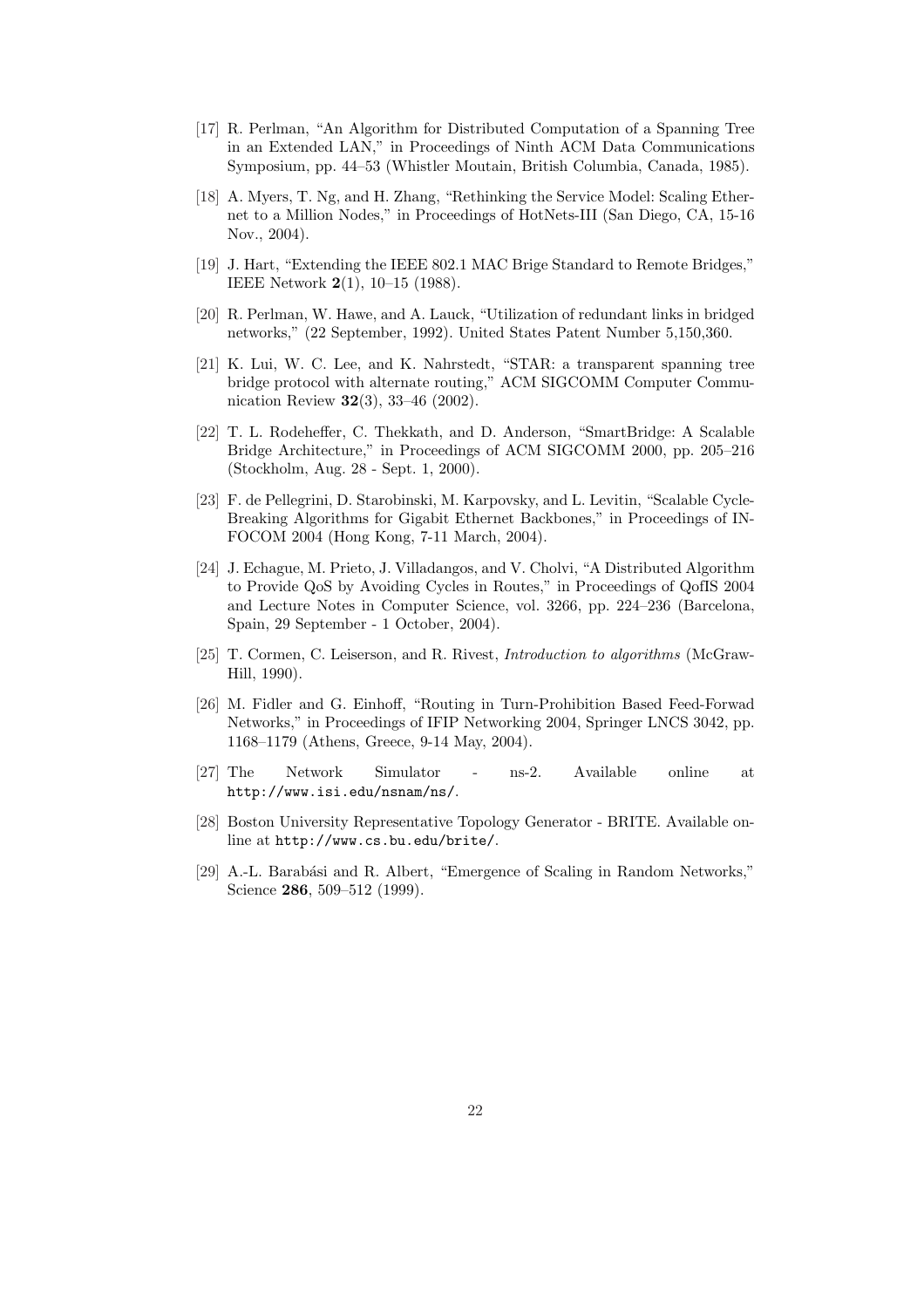[17] R. Perlman, "An Algorithm for Distributed Computation of a Spanning Tree in an Extended LAN," in Proceedings of Ninth ACM Data Communications Symposium, pp. 44–53 (Whistler Moutain, British Columbia, Canada, 1985).

[18] A. Myers, T. Ng, and H. Zhang, "Rethinking the Service Model: Scaling Ethernet to a Million Nodes," in Proceedings of HotNets-III (San Diego, CA, 15-16 Nov., 2004).

[19] J. Hart, "Extending the IEEE 802.1 MAC Brige Standard to Remote Bridges," IEEE Network **2**(1), 10–15 (1988).

[20] R. Perlman, W. Hawe, and A. Lauck, "Utilization of redundant links in bridged networks," (22 September, 1992). United States Patent Number 5,150,360.

[21] K. Lui, W. C. Lee, and K. Nahrstedt, "STAR: a transparent spanning tree bridge protocol with alternate routing," ACM SIGCOMM Computer Communication Review **32**(3), 33–46 (2002).

[22] T. L. Rodeheffer, C. Thekkath, and D. Anderson, "SmartBridge: A Scalable Bridge Architecture," in Proceedings of ACM SIGCOMM 2000, pp. 205–216 (Stockholm, Aug. 28 - Sept. 1, 2000).

[23] F. de Pellegrini, D. Starobinski, M. Karpovsky, and L. Levitin, "Scalable Cycle-Breaking Algorithms for Gigabit Ethernet Backbones," in Proceedings of INFOCOM 2004 (Hong Kong, 7-11 March, 2004).

[24] J. Echague, M. Prieto, J. Villadangos, and V. Cholvi, "A Distributed Algorithm to Provide QoS by Avoiding Cycles in Routes," in Proceedings of QofIS 2004 and Lecture Notes in Computer Science, vol. 3266, pp. 224–236 (Barcelona, Spain, 29 September - 1 October, 2004).

[25] T. Cormen, C. Leiserson, and R. Rivest, *Introduction to algorithms* (McGraw-Hill, 1990).

[26] M. Fidler and G. Einhoff, "Routing in Turn-Prohibition Based Feed-Forwad Networks," in Proceedings of IFIP Networking 2004, Springer LNCS 3042, pp. 1168–1179 (Athens, Greece, 9-14 May, 2004).

[27] The Network Simulator - ns-2. Available online at `http://www.isi.edu/nsnam/ns/`.

[28] Boston University Representative Topology Generator - BRITE. Available online at `http://www.cs.bu.edu/brite/`.

[29] A.-L. Barabási and R. Albert, "Emergence of Scaling in Random Networks," Science **286**, 509–512 (1999).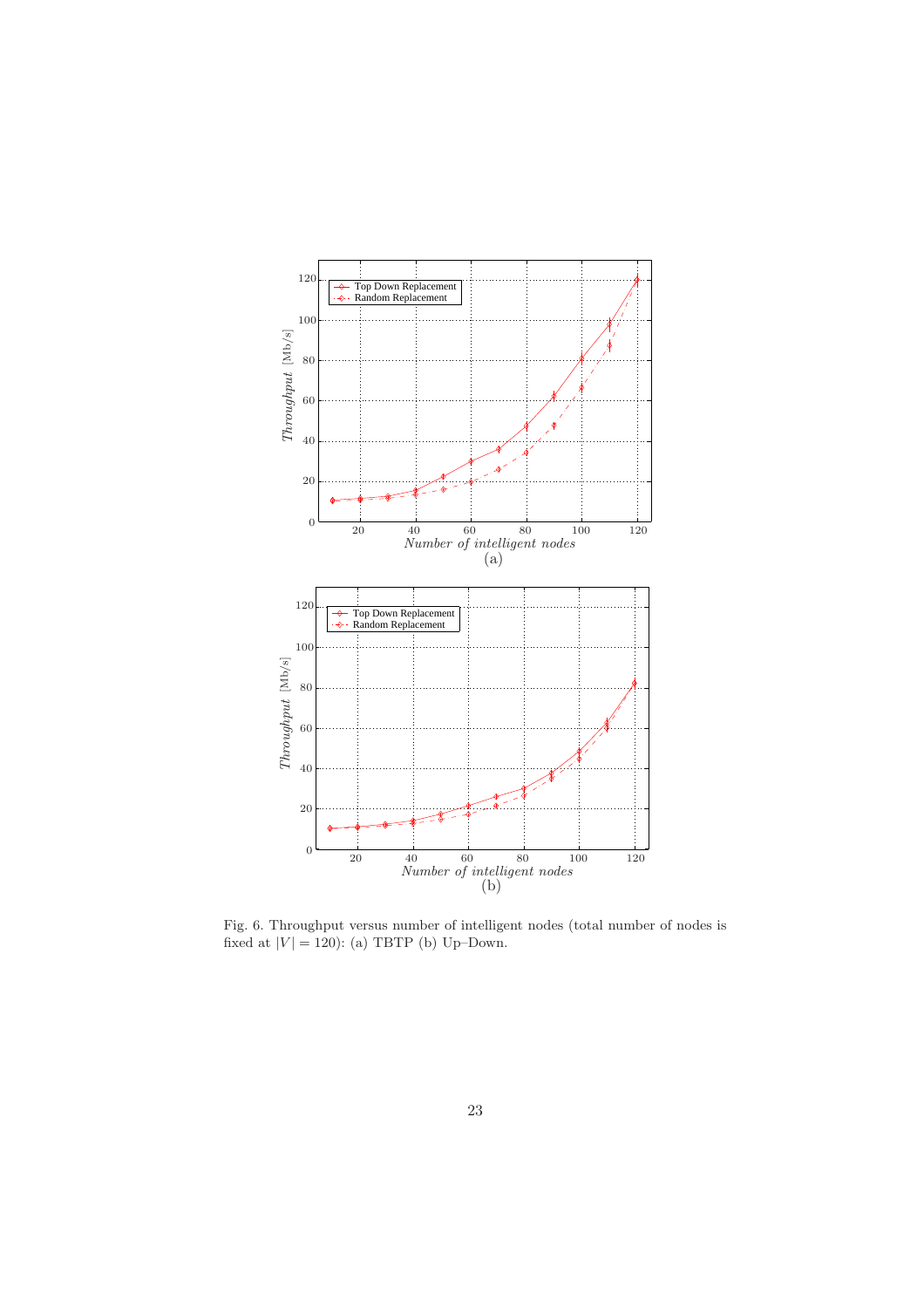Fig. 6. Throughput versus number of intelligent nodes (total number of nodes is fixed at $|V| = 120$): (a) TBTP (b) Up–Down.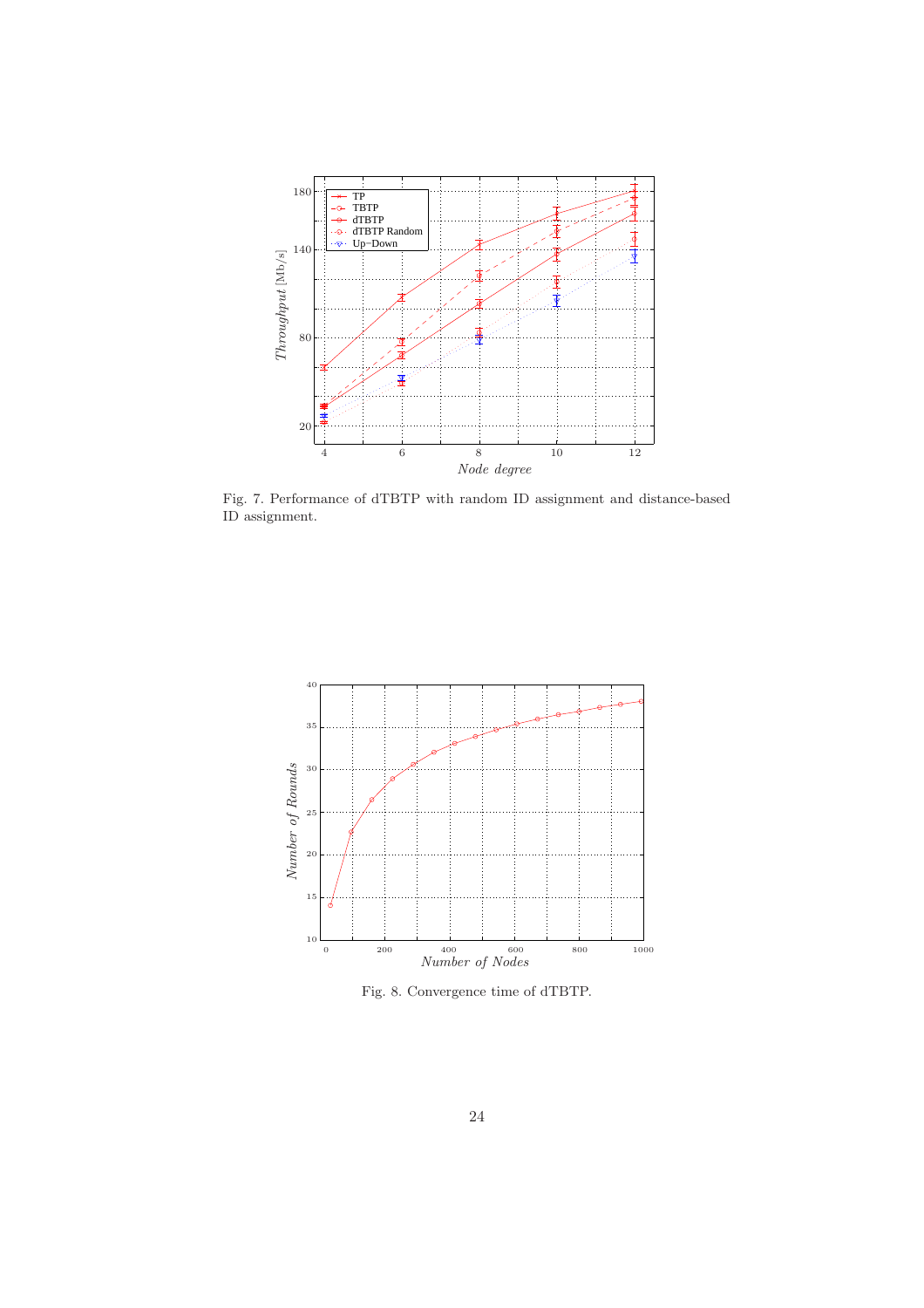Fig. 7. Performance of dTBTP with random ID assignment and distance-based ID assignment.

Fig. 8. Convergence time of dTBTP.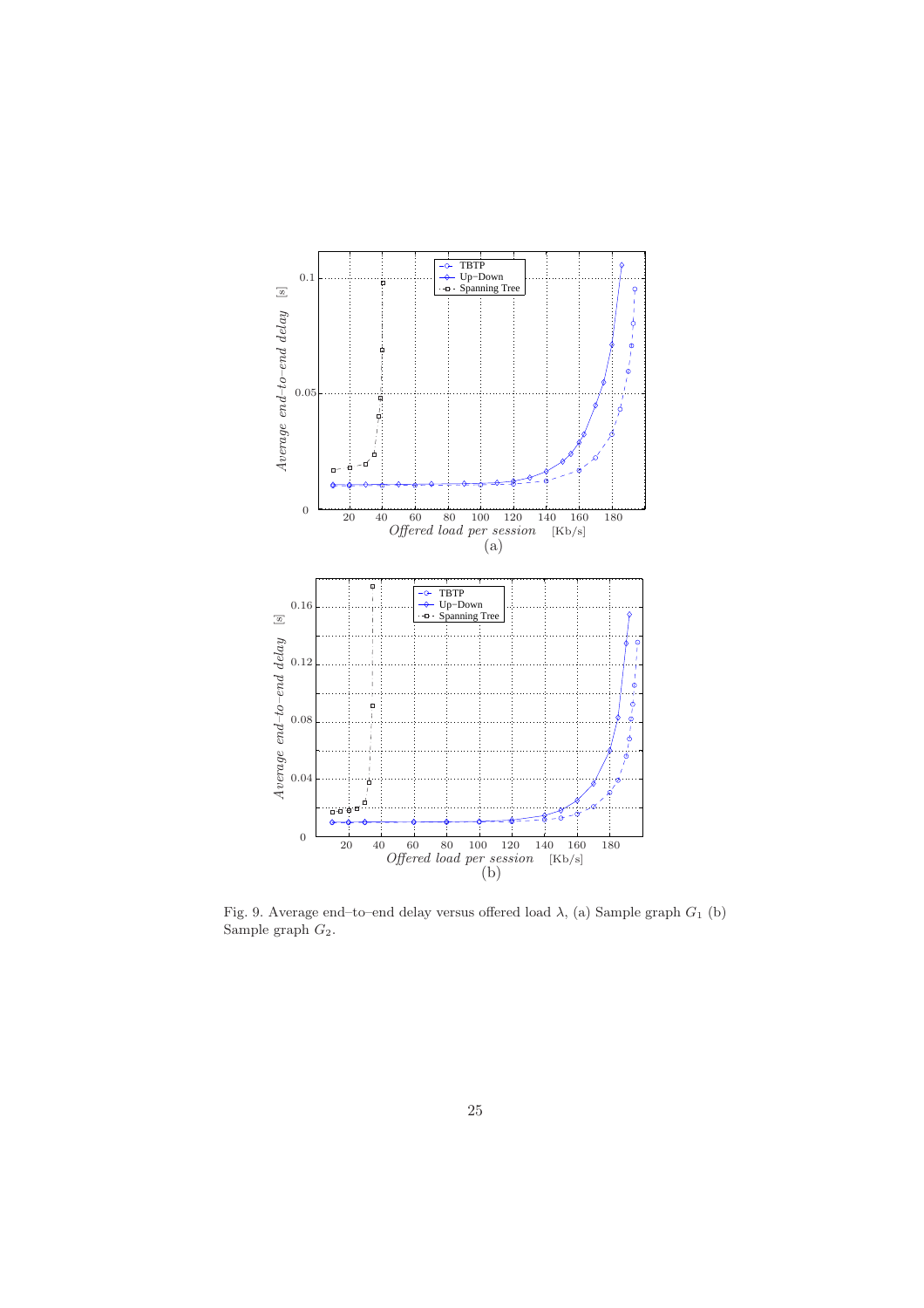TBTP
Up−Down
Spanning Tree

*Average end−to−end delay* [s]

0.1
0.05
0

20 40 60 80 100 120 140 160 180

*Offered load per session* [Kb/s]

(a)

TBTP
Up−Down
Spanning Tree

*Average end−to−end delay* [s]

0.16
0.12
0.08
0.04
0

20 40 60 80 100 120 140 160 180

*Offered load per session* [Kb/s]

(b)

Fig. 9. Average end–to–end delay versus offered load $\lambda$, (a) Sample graph $G_1$ (b) Sample graph $G_2$.